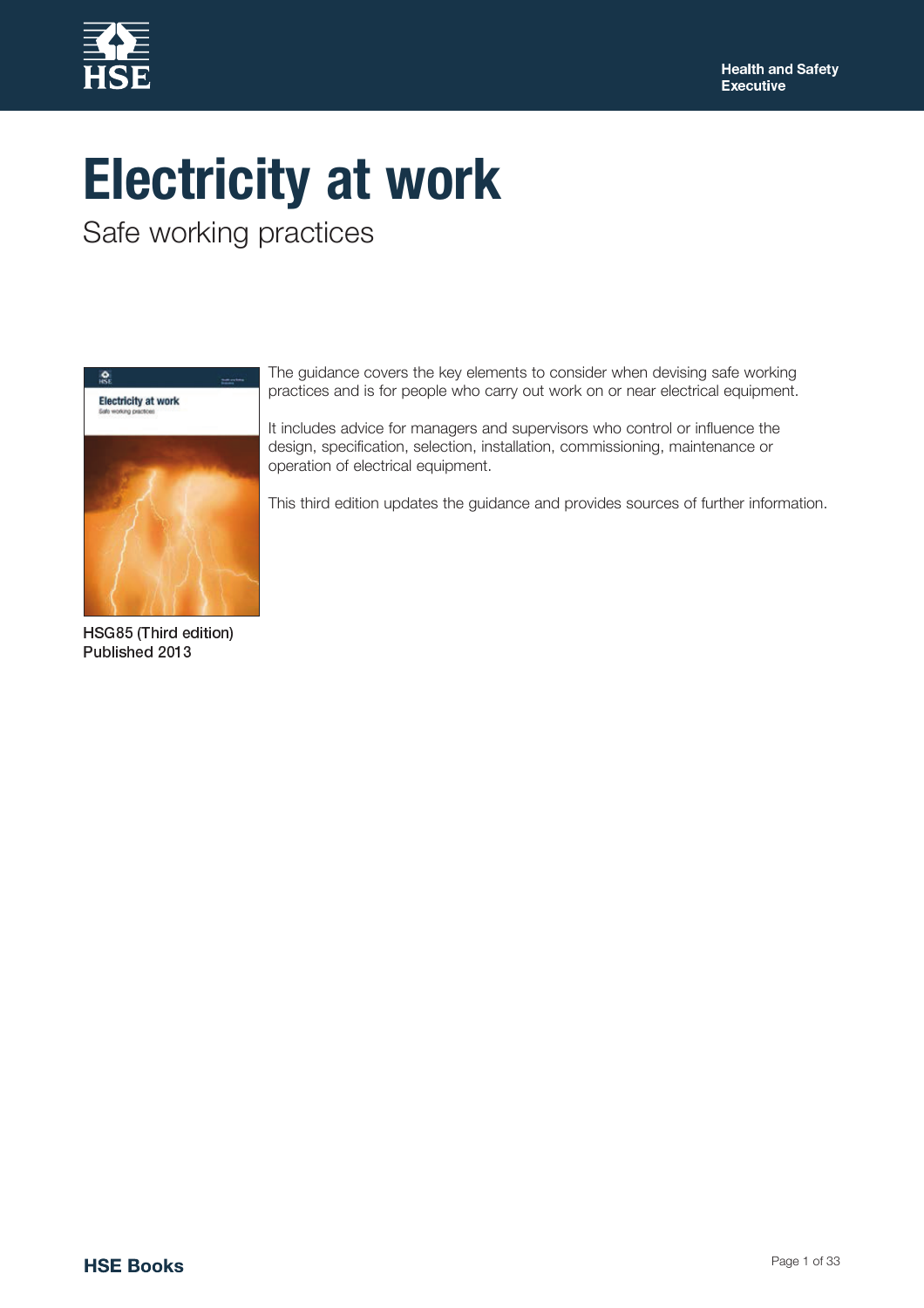Health and Safety Executive

# Electricity at work

## Safe working practices

The guidance covers the key elements to consider when devising safe working practices and is for people who carry out work on or near electrical equipment.

It includes advice for managers and supervisors who control or influence the design, specification, selection, installation, commissioning, maintenance or operation of electrical equipment.

This third edition updates the guidance and provides sources of further information.

HSG85 (Third edition)
Published 2013

**HSE Books**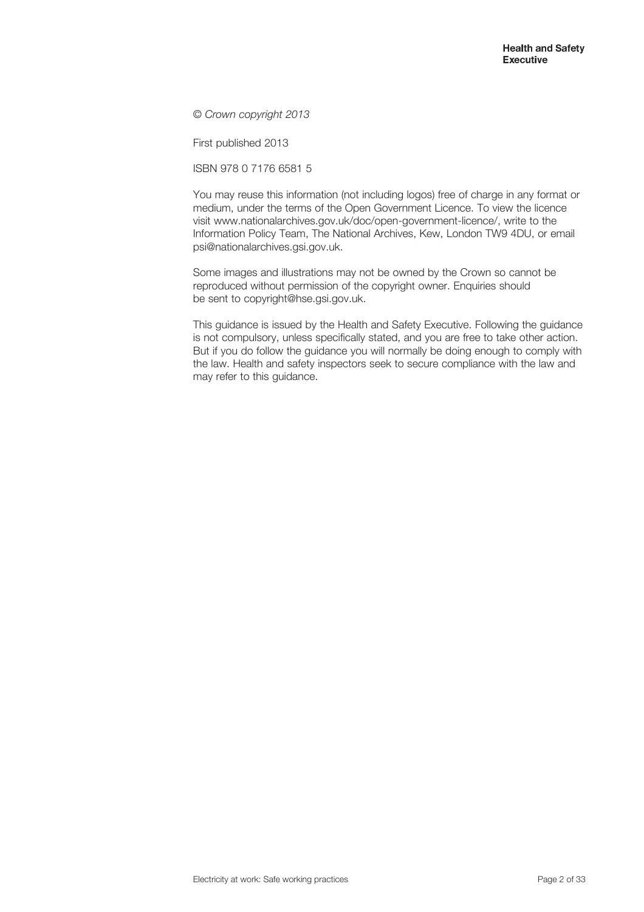*© Crown copyright 2013*

First published 2013

ISBN 978 0 7176 6581 5

You may reuse this information (not including logos) free of charge in any format or medium, under the terms of the Open Government Licence. To view the licence visit www.nationalarchives.gov.uk/doc/open-government-licence/, write to the Information Policy Team, The National Archives, Kew, London TW9 4DU, or email psi@nationalarchives.gsi.gov.uk.

Some images and illustrations may not be owned by the Crown so cannot be reproduced without permission of the copyright owner. Enquiries should be sent to copyright@hse.gsi.gov.uk.

This guidance is issued by the Health and Safety Executive. Following the guidance is not compulsory, unless specifically stated, and you are free to take other action. But if you do follow the guidance you will normally be doing enough to comply with the law. Health and safety inspectors seek to secure compliance with the law and may refer to this guidance.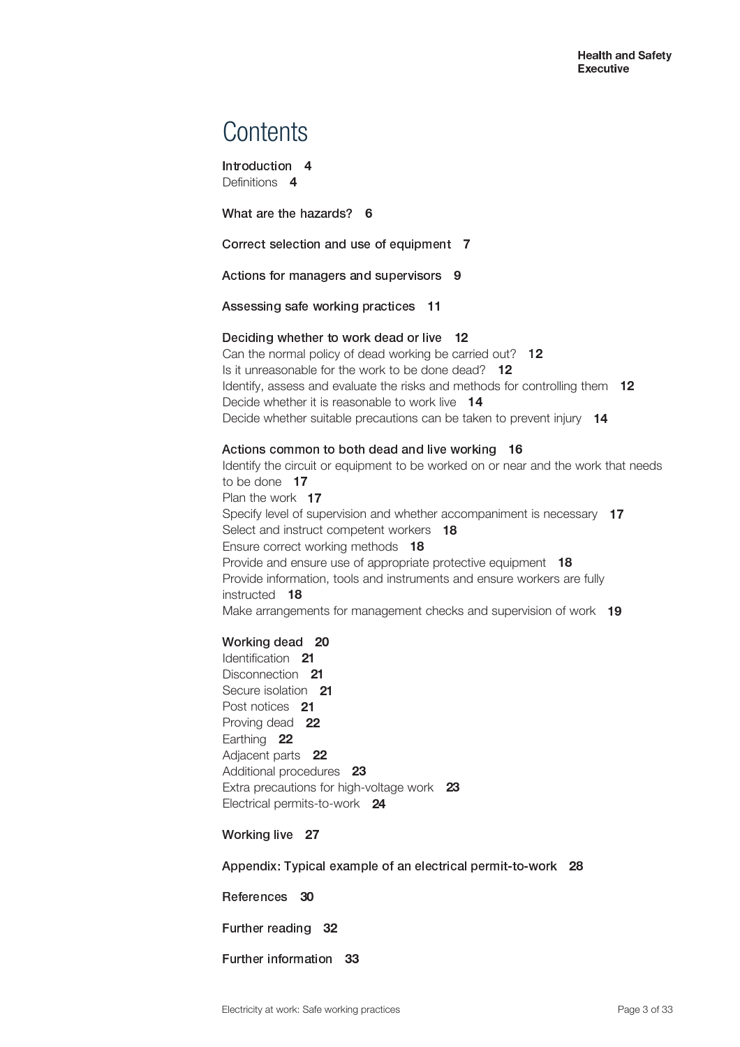# Contents

Introduction **4**
Definitions **4**

What are the hazards? **6**

Correct selection and use of equipment **7**

Actions for managers and supervisors **9**

Assessing safe working practices **11**

Deciding whether to work dead or live **12**
Can the normal policy of dead working be carried out? **12**
Is it unreasonable for the work to be done dead? **12**
Identify, assess and evaluate the risks and methods for controlling them **12**
Decide whether it is reasonable to work live **14**
Decide whether suitable precautions can be taken to prevent injury **14**

Actions common to both dead and live working **16**
Identify the circuit or equipment to be worked on or near and the work that needs to be done **17**
Plan the work **17**
Specify level of supervision and whether accompaniment is necessary **17**
Select and instruct competent workers **18**
Ensure correct working methods **18**
Provide and ensure use of appropriate protective equipment **18**
Provide information, tools and instruments and ensure workers are fully instructed **18**
Make arrangements for management checks and supervision of work **19**

Working dead **20**
Identification **21**
Disconnection **21**
Secure isolation **21**
Post notices **21**
Proving dead **22**
Earthing **22**
Adjacent parts **22**
Additional procedures **23**
Extra precautions for high-voltage work **23**
Electrical permits-to-work **24**

Working live **27**

Appendix: Typical example of an electrical permit-to-work **28**

References **30**

Further reading **32**

Further information **33**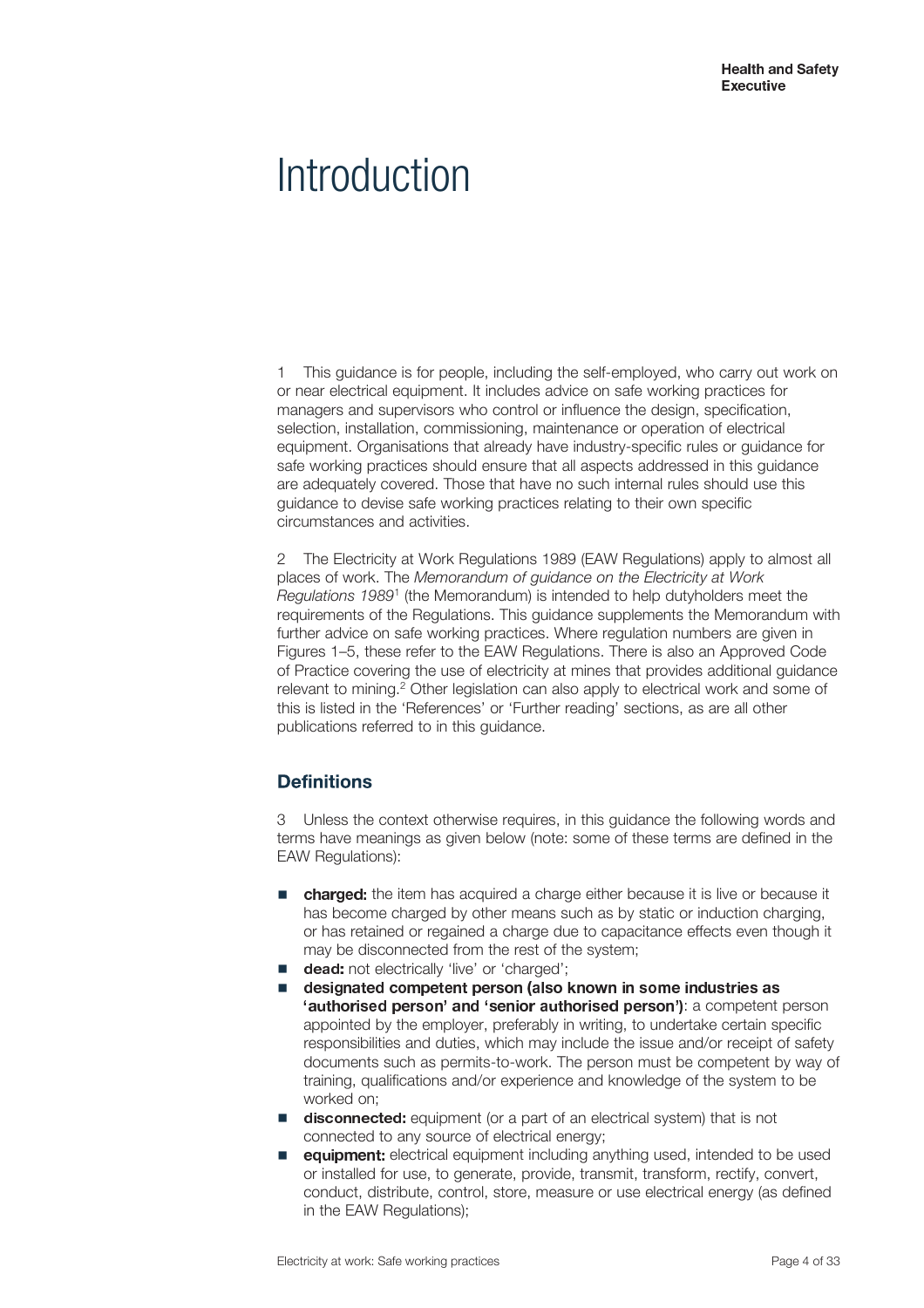# Introduction

1 This guidance is for people, including the self-employed, who carry out work on or near electrical equipment. It includes advice on safe working practices for managers and supervisors who control or influence the design, specification, selection, installation, commissioning, maintenance or operation of electrical equipment. Organisations that already have industry-specific rules or guidance for safe working practices should ensure that all aspects addressed in this guidance are adequately covered. Those that have no such internal rules should use this guidance to devise safe working practices relating to their own specific circumstances and activities.

2 The Electricity at Work Regulations 1989 (EAW Regulations) apply to almost all places of work. The *Memorandum of guidance on the Electricity at Work Regulations 1989*[1] (the Memorandum) is intended to help dutyholders meet the requirements of the Regulations. This guidance supplements the Memorandum with further advice on safe working practices. Where regulation numbers are given in Figures 1–5, these refer to the EAW Regulations. There is also an Approved Code of Practice covering the use of electricity at mines that provides additional guidance relevant to mining.[2] Other legislation can also apply to electrical work and some of this is listed in the 'References' or 'Further reading' sections, as are all other publications referred to in this guidance.

## Definitions

3 Unless the context otherwise requires, in this guidance the following words and terms have meanings as given below (note: some of these terms are defined in the EAW Regulations):

- **charged:** the item has acquired a charge either because it is live or because it has become charged by other means such as by static or induction charging, or has retained or regained a charge due to capacitance effects even though it may be disconnected from the rest of the system;
- **dead:** not electrically 'live' or 'charged';
- **designated competent person (also known in some industries as 'authorised person' and 'senior authorised person')**: a competent person appointed by the employer, preferably in writing, to undertake certain specific responsibilities and duties, which may include the issue and/or receipt of safety documents such as permits-to-work. The person must be competent by way of training, qualifications and/or experience and knowledge of the system to be worked on;
- **disconnected:** equipment (or a part of an electrical system) that is not connected to any source of electrical energy;
- **equipment:** electrical equipment including anything used, intended to be used or installed for use, to generate, provide, transmit, transform, rectify, convert, conduct, distribute, control, store, measure or use electrical energy (as defined in the EAW Regulations);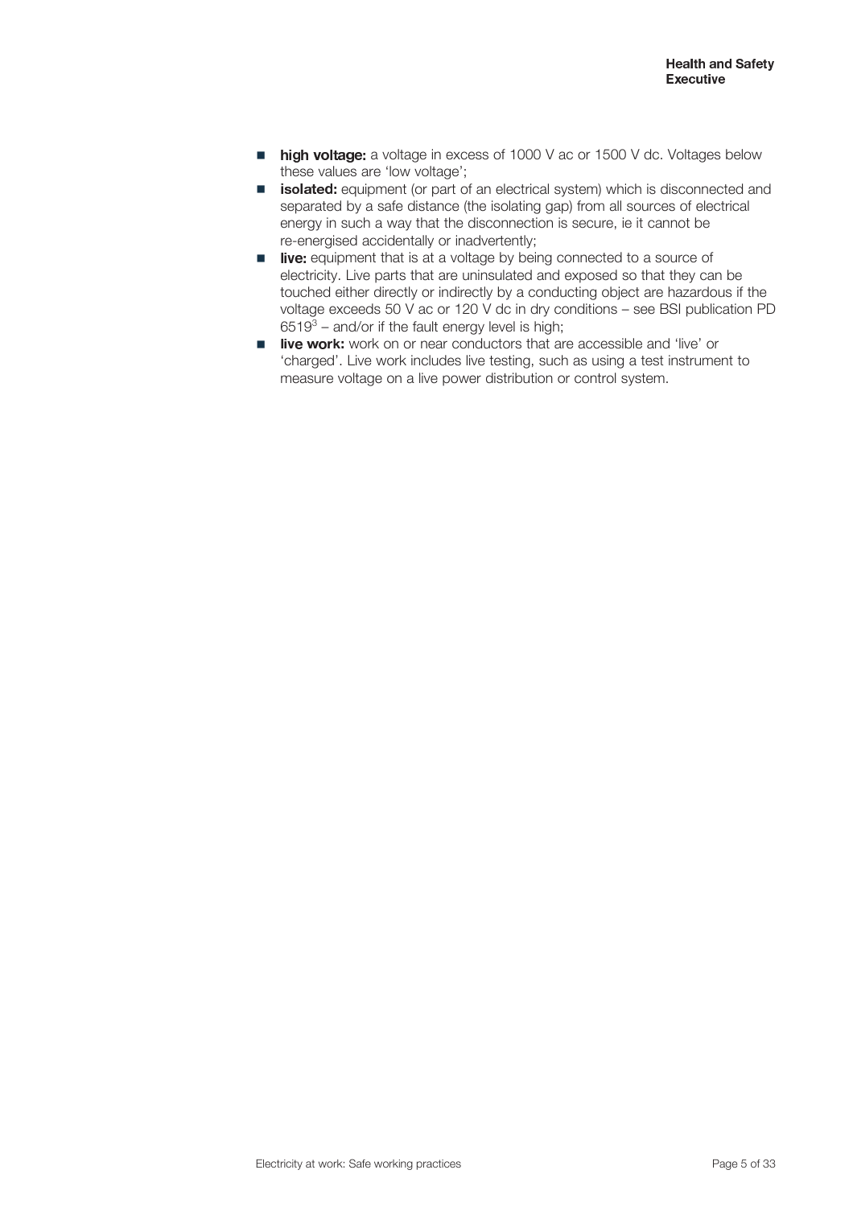- **high voltage:** a voltage in excess of 1000 V ac or 1500 V dc. Voltages below these values are 'low voltage';
- **isolated:** equipment (or part of an electrical system) which is disconnected and separated by a safe distance (the isolating gap) from all sources of electrical energy in such a way that the disconnection is secure, ie it cannot be re-energised accidentally or inadvertently;
- **live:** equipment that is at a voltage by being connected to a source of electricity. Live parts that are uninsulated and exposed so that they can be touched either directly or indirectly by a conducting object are hazardous if the voltage exceeds 50 V ac or 120 V dc in dry conditions – see BSI publication PD 6519[3] – and/or if the fault energy level is high;
- **live work:** work on or near conductors that are accessible and 'live' or 'charged'. Live work includes live testing, such as using a test instrument to measure voltage on a live power distribution or control system.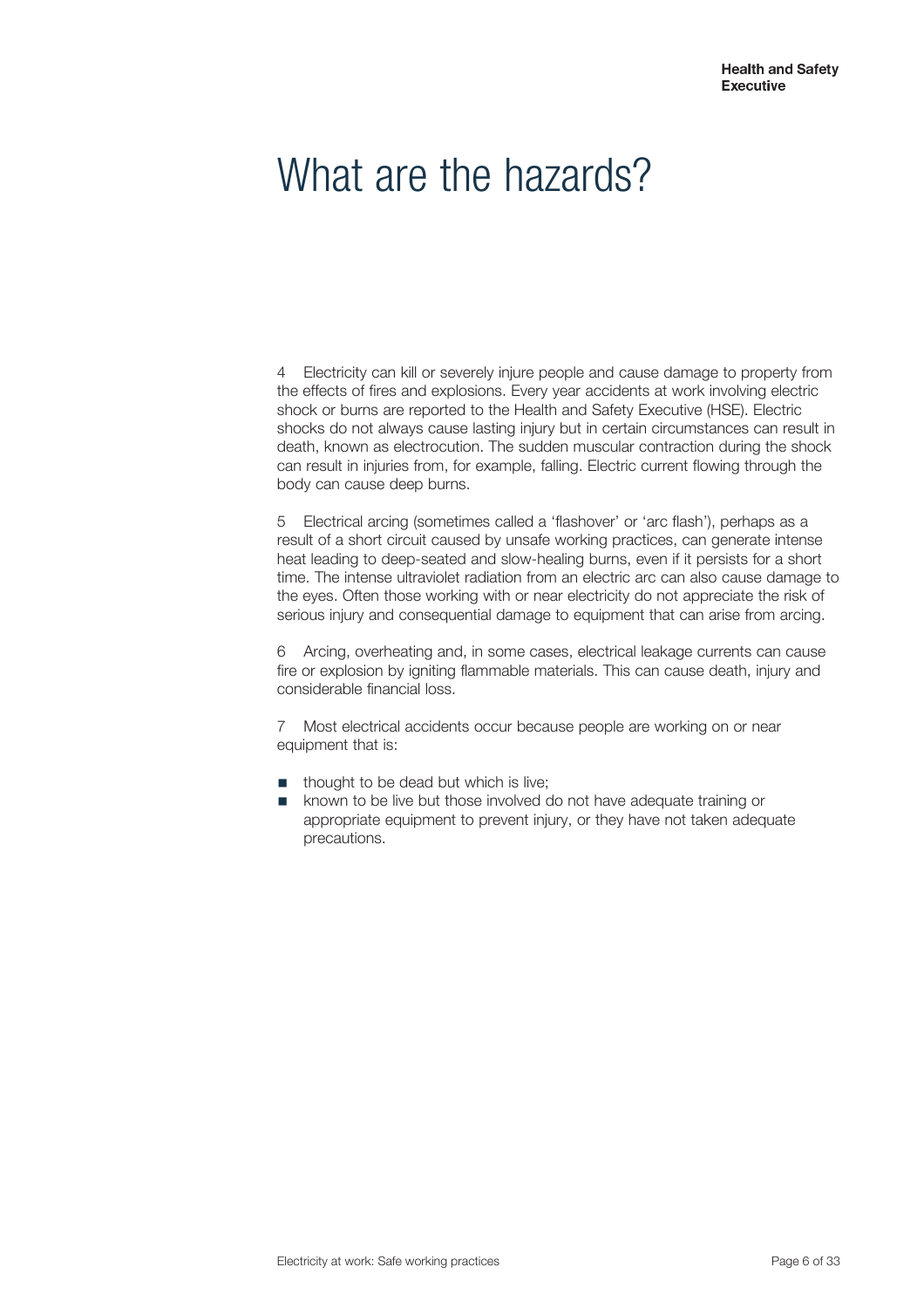# What are the hazards?

4 Electricity can kill or severely injure people and cause damage to property from the effects of fires and explosions. Every year accidents at work involving electric shock or burns are reported to the Health and Safety Executive (HSE). Electric shocks do not always cause lasting injury but in certain circumstances can result in death, known as electrocution. The sudden muscular contraction during the shock can result in injuries from, for example, falling. Electric current flowing through the body can cause deep burns.

5 Electrical arcing (sometimes called a 'flashover' or 'arc flash'), perhaps as a result of a short circuit caused by unsafe working practices, can generate intense heat leading to deep-seated and slow-healing burns, even if it persists for a short time. The intense ultraviolet radiation from an electric arc can also cause damage to the eyes. Often those working with or near electricity do not appreciate the risk of serious injury and consequential damage to equipment that can arise from arcing.

6 Arcing, overheating and, in some cases, electrical leakage currents can cause fire or explosion by igniting flammable materials. This can cause death, injury and considerable financial loss.

7 Most electrical accidents occur because people are working on or near equipment that is:

- thought to be dead but which is live;
- known to be live but those involved do not have adequate training or appropriate equipment to prevent injury, or they have not taken adequate precautions.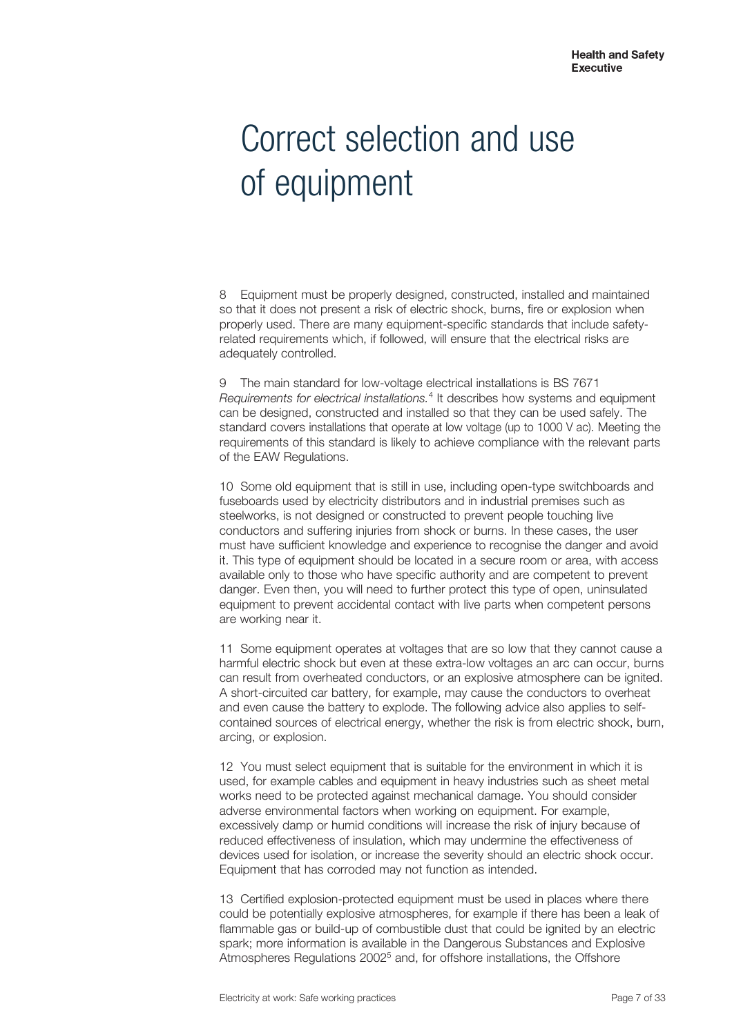# Correct selection and use of equipment

8 Equipment must be properly designed, constructed, installed and maintained so that it does not present a risk of electric shock, burns, fire or explosion when properly used. There are many equipment-specific standards that include safety-related requirements which, if followed, will ensure that the electrical risks are adequately controlled.

9 The main standard for low-voltage electrical installations is BS 7671 *Requirements for electrical installations.*[4] It describes how systems and equipment can be designed, constructed and installed so that they can be used safely. The standard covers installations that operate at low voltage (up to 1000 V ac). Meeting the requirements of this standard is likely to achieve compliance with the relevant parts of the EAW Regulations.

10 Some old equipment that is still in use, including open-type switchboards and fuseboards used by electricity distributors and in industrial premises such as steelworks, is not designed or constructed to prevent people touching live conductors and suffering injuries from shock or burns. In these cases, the user must have sufficient knowledge and experience to recognise the danger and avoid it. This type of equipment should be located in a secure room or area, with access available only to those who have specific authority and are competent to prevent danger. Even then, you will need to further protect this type of open, uninsulated equipment to prevent accidental contact with live parts when competent persons are working near it.

11 Some equipment operates at voltages that are so low that they cannot cause a harmful electric shock but even at these extra-low voltages an arc can occur, burns can result from overheated conductors, or an explosive atmosphere can be ignited. A short-circuited car battery, for example, may cause the conductors to overheat and even cause the battery to explode. The following advice also applies to self-contained sources of electrical energy, whether the risk is from electric shock, burn, arcing, or explosion.

12 You must select equipment that is suitable for the environment in which it is used, for example cables and equipment in heavy industries such as sheet metal works need to be protected against mechanical damage. You should consider adverse environmental factors when working on equipment. For example, excessively damp or humid conditions will increase the risk of injury because of reduced effectiveness of insulation, which may undermine the effectiveness of devices used for isolation, or increase the severity should an electric shock occur. Equipment that has corroded may not function as intended.

13 Certified explosion-protected equipment must be used in places where there could be potentially explosive atmospheres, for example if there has been a leak of flammable gas or build-up of combustible dust that could be ignited by an electric spark; more information is available in the Dangerous Substances and Explosive Atmospheres Regulations 2002[5] and, for offshore installations, the Offshore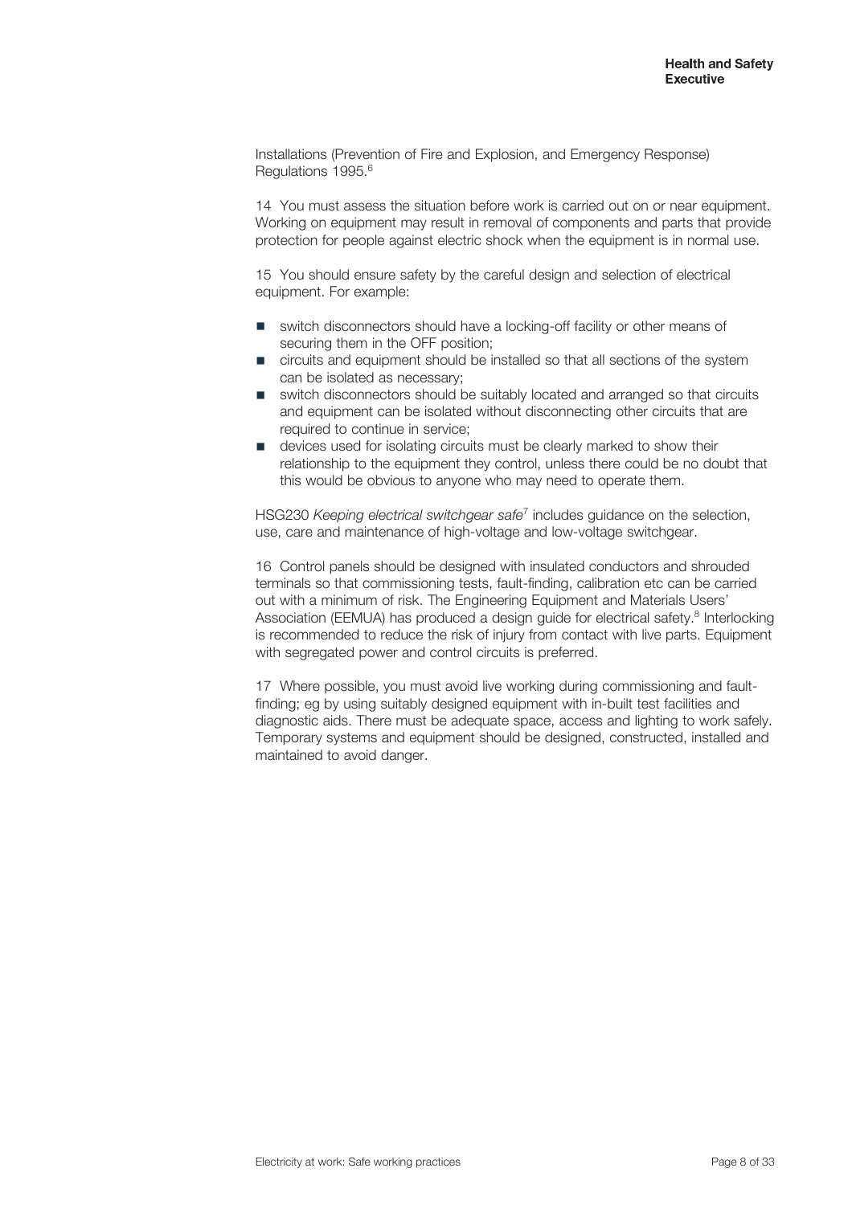Installations (Prevention of Fire and Explosion, and Emergency Response) Regulations 1995.[6]

14 You must assess the situation before work is carried out on or near equipment. Working on equipment may result in removal of components and parts that provide protection for people against electric shock when the equipment is in normal use.

15 You should ensure safety by the careful design and selection of electrical equipment. For example:

- switch disconnectors should have a locking-off facility or other means of securing them in the OFF position;
- circuits and equipment should be installed so that all sections of the system can be isolated as necessary;
- switch disconnectors should be suitably located and arranged so that circuits and equipment can be isolated without disconnecting other circuits that are required to continue in service;
- devices used for isolating circuits must be clearly marked to show their relationship to the equipment they control, unless there could be no doubt that this would be obvious to anyone who may need to operate them.

HSG230 *Keeping electrical switchgear safe*[7] includes guidance on the selection, use, care and maintenance of high-voltage and low-voltage switchgear.

16 Control panels should be designed with insulated conductors and shrouded terminals so that commissioning tests, fault-finding, calibration etc can be carried out with a minimum of risk. The Engineering Equipment and Materials Users' Association (EEMUA) has produced a design guide for electrical safety.[8] Interlocking is recommended to reduce the risk of injury from contact with live parts. Equipment with segregated power and control circuits is preferred.

17 Where possible, you must avoid live working during commissioning and fault-finding; eg by using suitably designed equipment with in-built test facilities and diagnostic aids. There must be adequate space, access and lighting to work safely. Temporary systems and equipment should be designed, constructed, installed and maintained to avoid danger.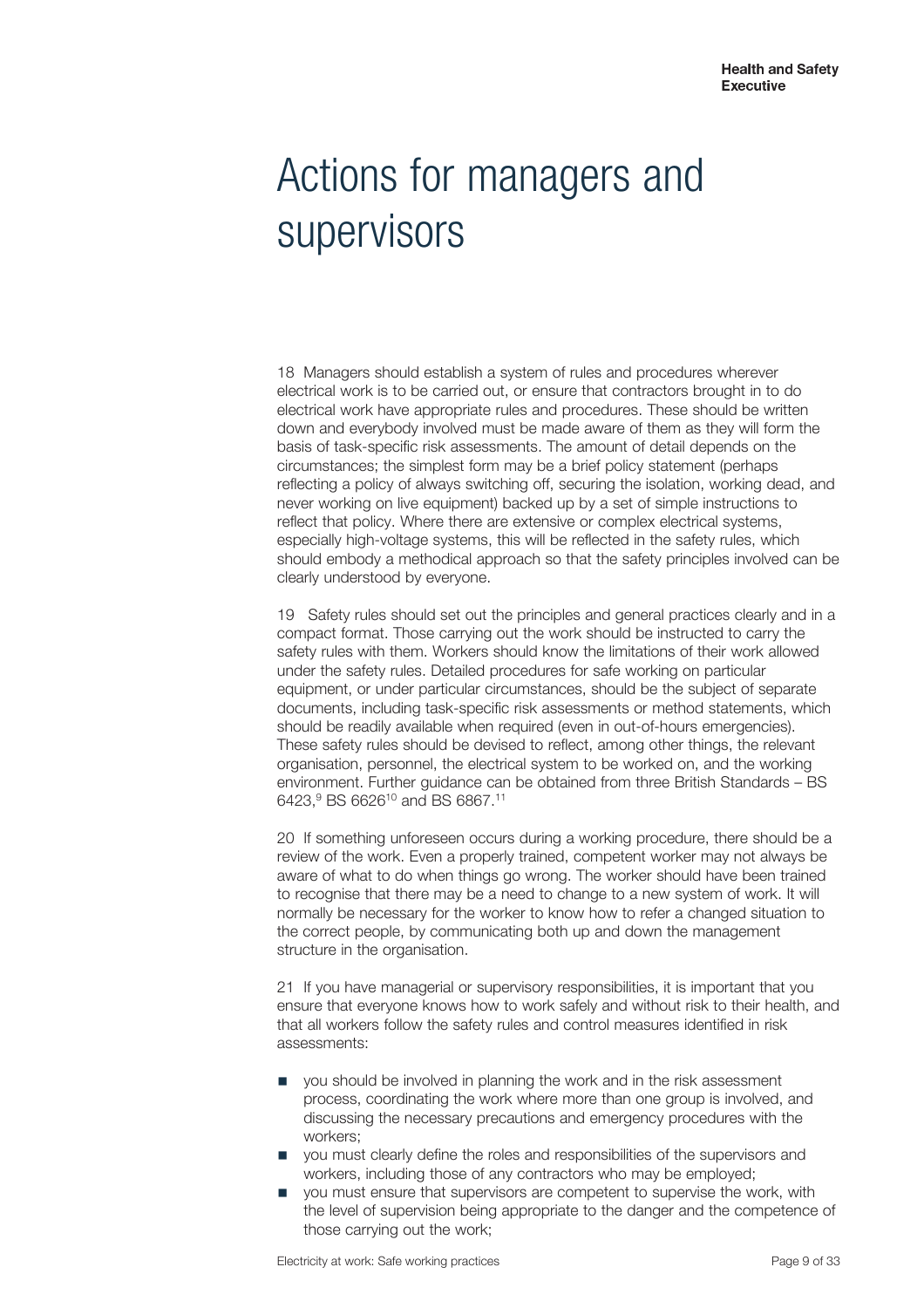# Actions for managers and supervisors

18 Managers should establish a system of rules and procedures wherever electrical work is to be carried out, or ensure that contractors brought in to do electrical work have appropriate rules and procedures. These should be written down and everybody involved must be made aware of them as they will form the basis of task-specific risk assessments. The amount of detail depends on the circumstances; the simplest form may be a brief policy statement (perhaps reflecting a policy of always switching off, securing the isolation, working dead, and never working on live equipment) backed up by a set of simple instructions to reflect that policy. Where there are extensive or complex electrical systems, especially high-voltage systems, this will be reflected in the safety rules, which should embody a methodical approach so that the safety principles involved can be clearly understood by everyone.

19 Safety rules should set out the principles and general practices clearly and in a compact format. Those carrying out the work should be instructed to carry the safety rules with them. Workers should know the limitations of their work allowed under the safety rules. Detailed procedures for safe working on particular equipment, or under particular circumstances, should be the subject of separate documents, including task-specific risk assessments or method statements, which should be readily available when required (even in out-of-hours emergencies). These safety rules should be devised to reflect, among other things, the relevant organisation, personnel, the electrical system to be worked on, and the working environment. Further guidance can be obtained from three British Standards – BS 6423,[9] BS 6626[10] and BS 6867.[11]

20 If something unforeseen occurs during a working procedure, there should be a review of the work. Even a properly trained, competent worker may not always be aware of what to do when things go wrong. The worker should have been trained to recognise that there may be a need to change to a new system of work. It will normally be necessary for the worker to know how to refer a changed situation to the correct people, by communicating both up and down the management structure in the organisation.

21 If you have managerial or supervisory responsibilities, it is important that you ensure that everyone knows how to work safely and without risk to their health, and that all workers follow the safety rules and control measures identified in risk assessments:

- you should be involved in planning the work and in the risk assessment process, coordinating the work where more than one group is involved, and discussing the necessary precautions and emergency procedures with the workers;
- you must clearly define the roles and responsibilities of the supervisors and workers, including those of any contractors who may be employed;
- you must ensure that supervisors are competent to supervise the work, with the level of supervision being appropriate to the danger and the competence of those carrying out the work;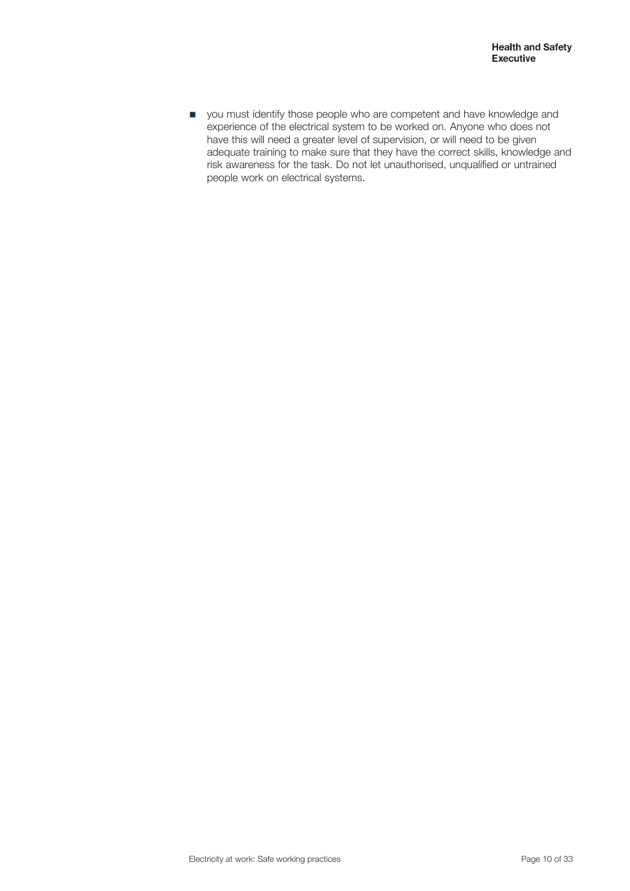- you must identify those people who are competent and have knowledge and experience of the electrical system to be worked on. Anyone who does not have this will need a greater level of supervision, or will need to be given adequate training to make sure that they have the correct skills, knowledge and risk awareness for the task. Do not let unauthorised, unqualified or untrained people work on electrical systems.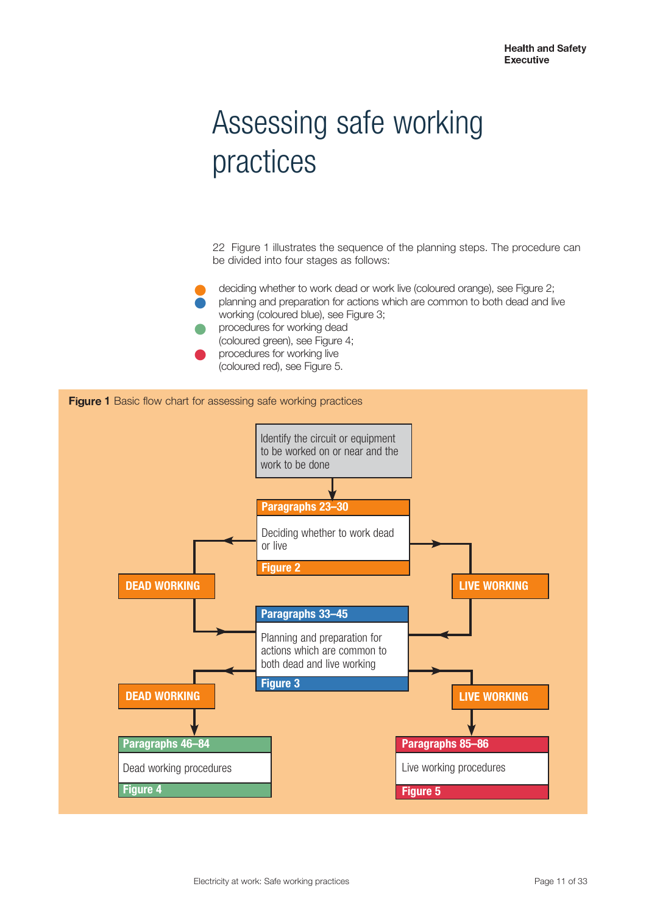# Assessing safe working practices

22 Figure 1 illustrates the sequence of the planning steps. The procedure can be divided into four stages as follows:

- deciding whether to work dead or work live (coloured orange), see Figure 2;
- planning and preparation for actions which are common to both dead and live working (coloured blue), see Figure 3;
- procedures for working dead (coloured green), see Figure 4;
- procedures for working live (coloured red), see Figure 5.

**Figure 1** Basic flow chart for assessing safe working practices

Identify the circuit or equipment to be worked on or near and the work to be done

Paragraphs 23–30

Deciding whether to work dead or live

Figure 2

DEAD WORKING

LIVE WORKING

Paragraphs 33–45

Planning and preparation for actions which are common to both dead and live working

Figure 3

DEAD WORKING

LIVE WORKING

Paragraphs 46–84

Dead working procedures

Figure 4

Paragraphs 85–86

Live working procedures

Figure 5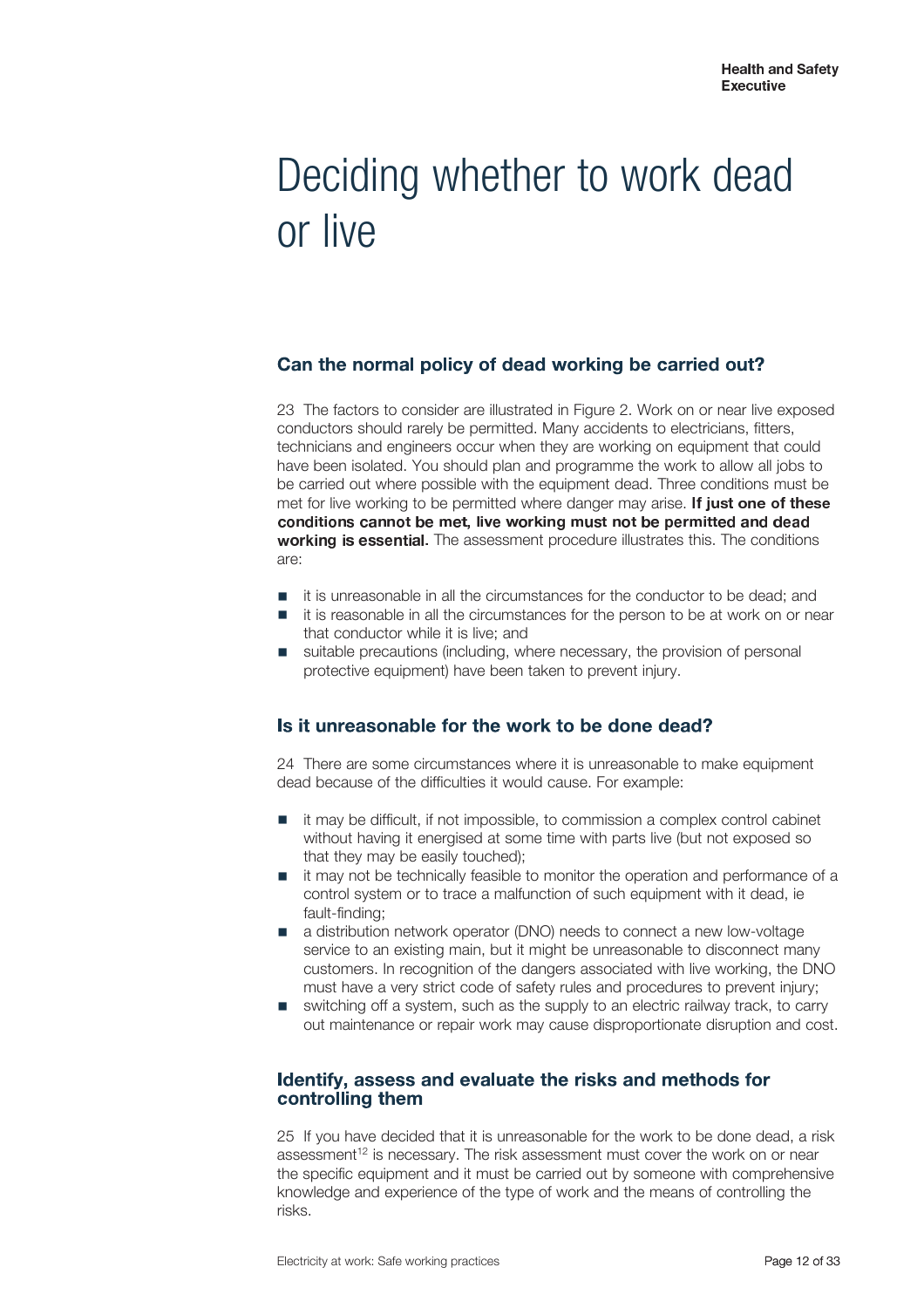# Deciding whether to work dead or live

## Can the normal policy of dead working be carried out?

23 The factors to consider are illustrated in Figure 2. Work on or near live exposed conductors should rarely be permitted. Many accidents to electricians, fitters, technicians and engineers occur when they are working on equipment that could have been isolated. You should plan and programme the work to allow all jobs to be carried out where possible with the equipment dead. Three conditions must be met for live working to be permitted where danger may arise. **If just one of these conditions cannot be met, live working must not be permitted and dead working is essential.** The assessment procedure illustrates this. The conditions are:

- it is unreasonable in all the circumstances for the conductor to be dead; and
- it is reasonable in all the circumstances for the person to be at work on or near that conductor while it is live; and
- suitable precautions (including, where necessary, the provision of personal protective equipment) have been taken to prevent injury.

## Is it unreasonable for the work to be done dead?

24 There are some circumstances where it is unreasonable to make equipment dead because of the difficulties it would cause. For example:

- it may be difficult, if not impossible, to commission a complex control cabinet without having it energised at some time with parts live (but not exposed so that they may be easily touched);
- it may not be technically feasible to monitor the operation and performance of a control system or to trace a malfunction of such equipment with it dead, ie fault-finding;
- a distribution network operator (DNO) needs to connect a new low-voltage service to an existing main, but it might be unreasonable to disconnect many customers. In recognition of the dangers associated with live working, the DNO must have a very strict code of safety rules and procedures to prevent injury;
- switching off a system, such as the supply to an electric railway track, to carry out maintenance or repair work may cause disproportionate disruption and cost.

## Identify, assess and evaluate the risks and methods for controlling them

25 If you have decided that it is unreasonable for the work to be done dead, a risk assessment[12] is necessary. The risk assessment must cover the work on or near the specific equipment and it must be carried out by someone with comprehensive knowledge and experience of the type of work and the means of controlling the risks.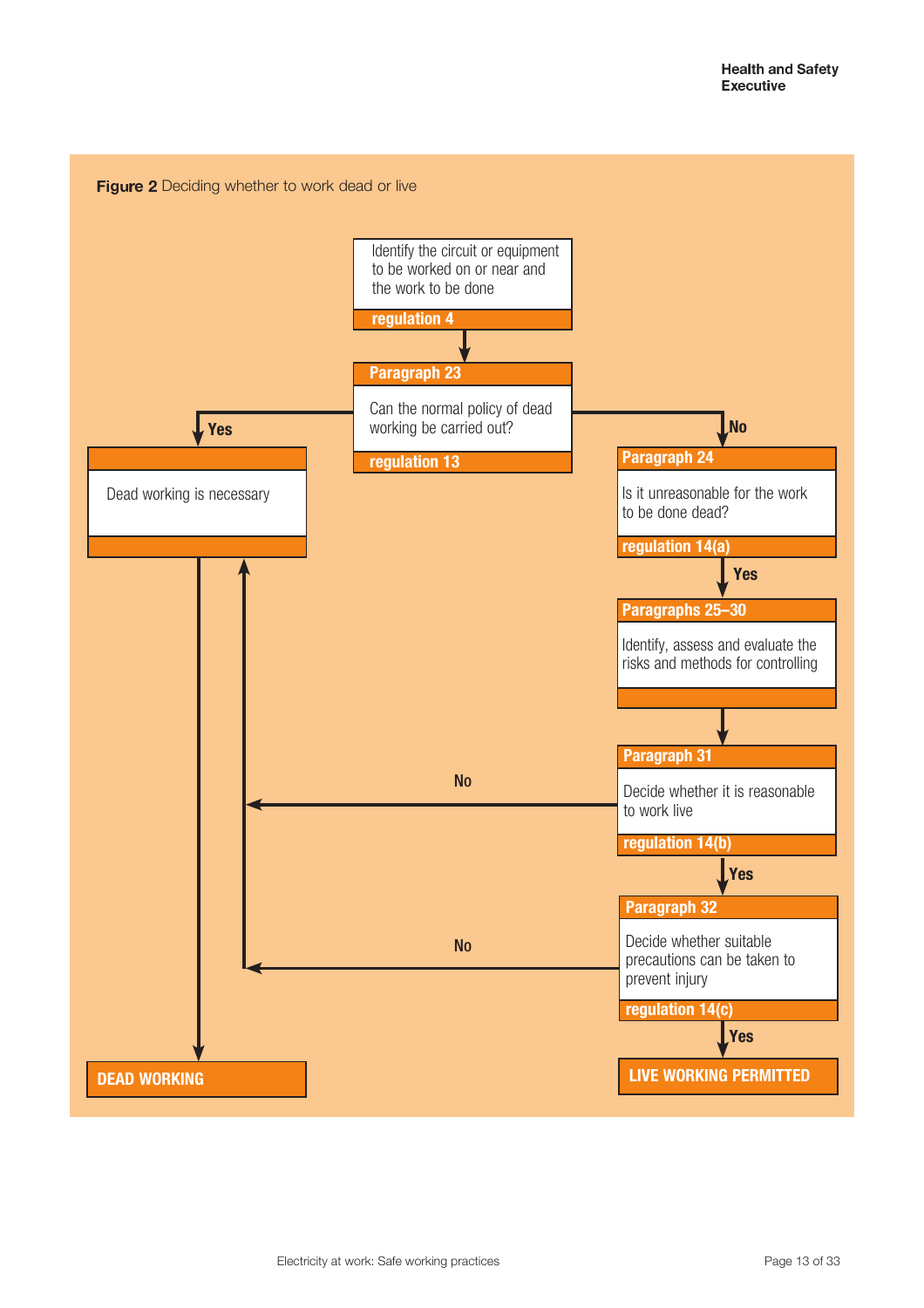**Figure 2** Deciding whether to work dead or live

Identify the circuit or equipment to be worked on or near and the work to be done
**regulation 4**

↓

**Paragraph 23**
Can the normal policy of dead working be carried out?
**regulation 13**

- **Yes** → Dead working is necessary → **DEAD WORKING**
- **No** →

**Paragraph 24**
Is it unreasonable for the work to be done dead?
**regulation 14(a)**

**Yes** ↓

**Paragraphs 25–30**
Identify, assess and evaluate the risks and methods for controlling

↓

**Paragraph 31**
Decide whether it is reasonable to work live
**regulation 14(b)**

- **No** → Dead working is necessary
- **Yes** ↓

**Paragraph 32**
Decide whether suitable precautions can be taken to prevent injury
**regulation 14(c)**

- **No** → Dead working is necessary
- **Yes** → **LIVE WORKING PERMITTED**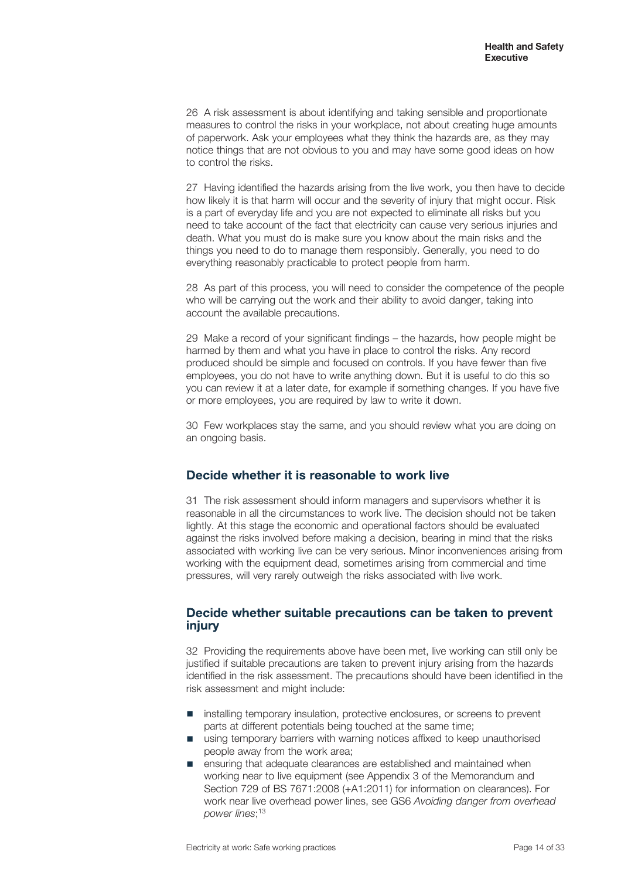26 A risk assessment is about identifying and taking sensible and proportionate measures to control the risks in your workplace, not about creating huge amounts of paperwork. Ask your employees what they think the hazards are, as they may notice things that are not obvious to you and may have some good ideas on how to control the risks.

27 Having identified the hazards arising from the live work, you then have to decide how likely it is that harm will occur and the severity of injury that might occur. Risk is a part of everyday life and you are not expected to eliminate all risks but you need to take account of the fact that electricity can cause very serious injuries and death. What you must do is make sure you know about the main risks and the things you need to do to manage them responsibly. Generally, you need to do everything reasonably practicable to protect people from harm.

28 As part of this process, you will need to consider the competence of the people who will be carrying out the work and their ability to avoid danger, taking into account the available precautions.

29 Make a record of your significant findings – the hazards, how people might be harmed by them and what you have in place to control the risks. Any record produced should be simple and focused on controls. If you have fewer than five employees, you do not have to write anything down. But it is useful to do this so you can review it at a later date, for example if something changes. If you have five or more employees, you are required by law to write it down.

30 Few workplaces stay the same, and you should review what you are doing on an ongoing basis.

## Decide whether it is reasonable to work live

31 The risk assessment should inform managers and supervisors whether it is reasonable in all the circumstances to work live. The decision should not be taken lightly. At this stage the economic and operational factors should be evaluated against the risks involved before making a decision, bearing in mind that the risks associated with working live can be very serious. Minor inconveniences arising from working with the equipment dead, sometimes arising from commercial and time pressures, will very rarely outweigh the risks associated with live work.

## Decide whether suitable precautions can be taken to prevent injury

32 Providing the requirements above have been met, live working can still only be justified if suitable precautions are taken to prevent injury arising from the hazards identified in the risk assessment. The precautions should have been identified in the risk assessment and might include:

- installing temporary insulation, protective enclosures, or screens to prevent parts at different potentials being touched at the same time;
- using temporary barriers with warning notices affixed to keep unauthorised people away from the work area;
- ensuring that adequate clearances are established and maintained when working near to live equipment (see Appendix 3 of the Memorandum and Section 729 of BS 7671:2008 (+A1:2011) for information on clearances). For work near live overhead power lines, see GS6 *Avoiding danger from overhead power lines*;[13]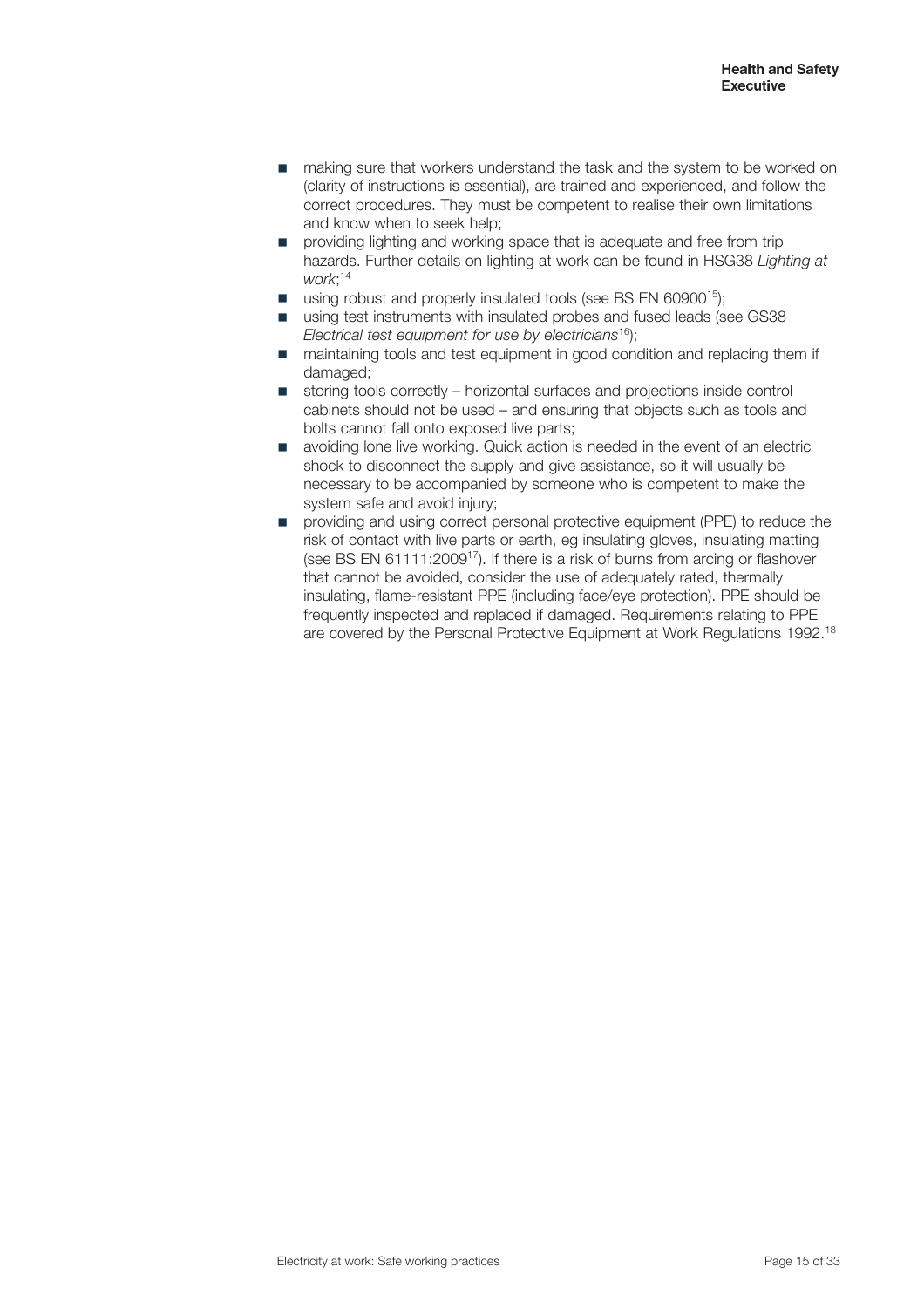- making sure that workers understand the task and the system to be worked on (clarity of instructions is essential), are trained and experienced, and follow the correct procedures. They must be competent to realise their own limitations and know when to seek help;
- providing lighting and working space that is adequate and free from trip hazards. Further details on lighting at work can be found in HSG38 *Lighting at work*;[14]
- using robust and properly insulated tools (see BS EN 60900[15]);
- using test instruments with insulated probes and fused leads (see GS38 *Electrical test equipment for use by electricians*[16]);
- maintaining tools and test equipment in good condition and replacing them if damaged;
- storing tools correctly – horizontal surfaces and projections inside control cabinets should not be used – and ensuring that objects such as tools and bolts cannot fall onto exposed live parts;
- avoiding lone live working. Quick action is needed in the event of an electric shock to disconnect the supply and give assistance, so it will usually be necessary to be accompanied by someone who is competent to make the system safe and avoid injury;
- providing and using correct personal protective equipment (PPE) to reduce the risk of contact with live parts or earth, eg insulating gloves, insulating matting (see BS EN 61111:2009[17]). If there is a risk of burns from arcing or flashover that cannot be avoided, consider the use of adequately rated, thermally insulating, flame-resistant PPE (including face/eye protection). PPE should be frequently inspected and replaced if damaged. Requirements relating to PPE are covered by the Personal Protective Equipment at Work Regulations 1992.[18]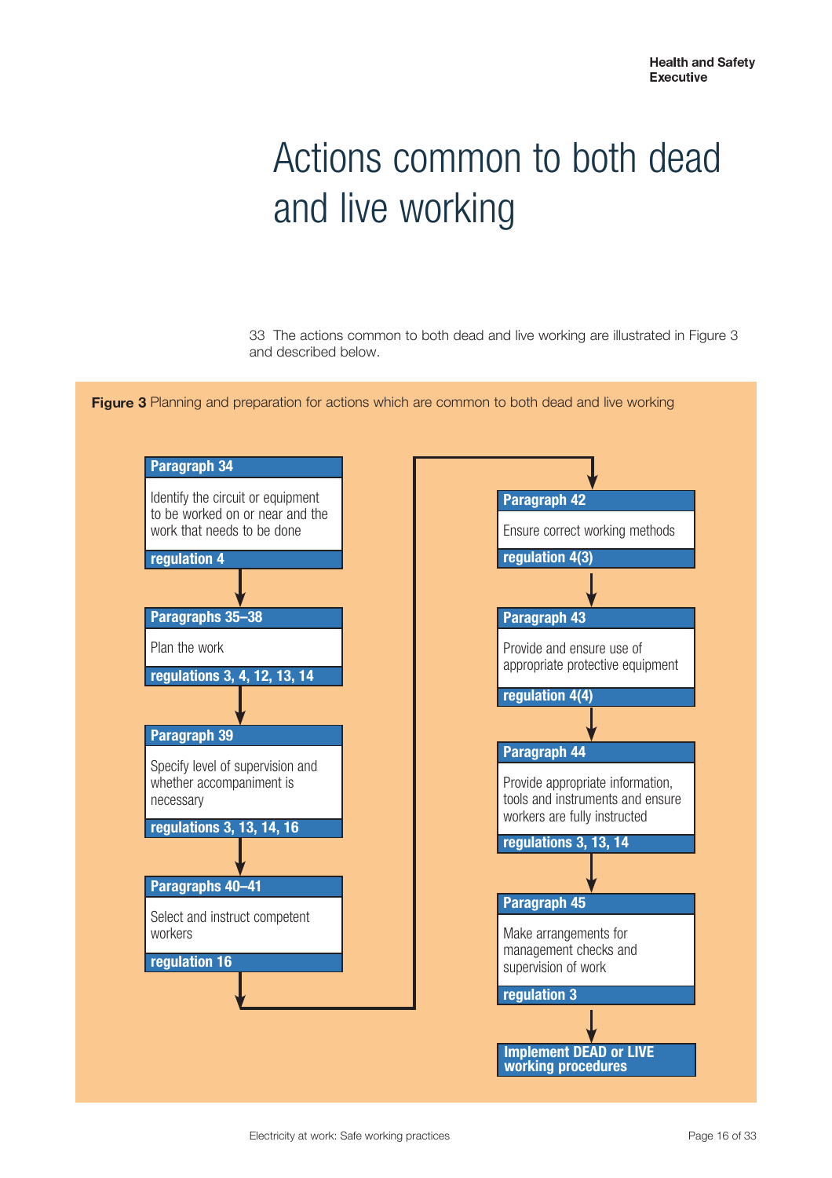# Actions common to both dead and live working

33  The actions common to both dead and live working are illustrated in Figure 3 and described below.

**Figure 3** Planning and preparation for actions which are common to both dead and live working

**Paragraph 34**
Identify the circuit or equipment to be worked on or near and the work that needs to be done
**regulation 4**

↓

**Paragraphs 35–38**
Plan the work
**regulations 3, 4, 12, 13, 14**

↓

**Paragraph 39**
Specify level of supervision and whether accompaniment is necessary
**regulations 3, 13, 14, 16**

↓

**Paragraphs 40–41**
Select and instruct competent workers
**regulation 16**

↓

**Paragraph 42**
Ensure correct working methods
**regulation 4(3)**

↓

**Paragraph 43**
Provide and ensure use of appropriate protective equipment
**regulation 4(4)**

↓

**Paragraph 44**
Provide appropriate information, tools and instruments and ensure workers are fully instructed
**regulations 3, 13, 14**

↓

**Paragraph 45**
Make arrangements for management checks and supervision of work
**regulation 3**

↓

**Implement DEAD or LIVE working procedures**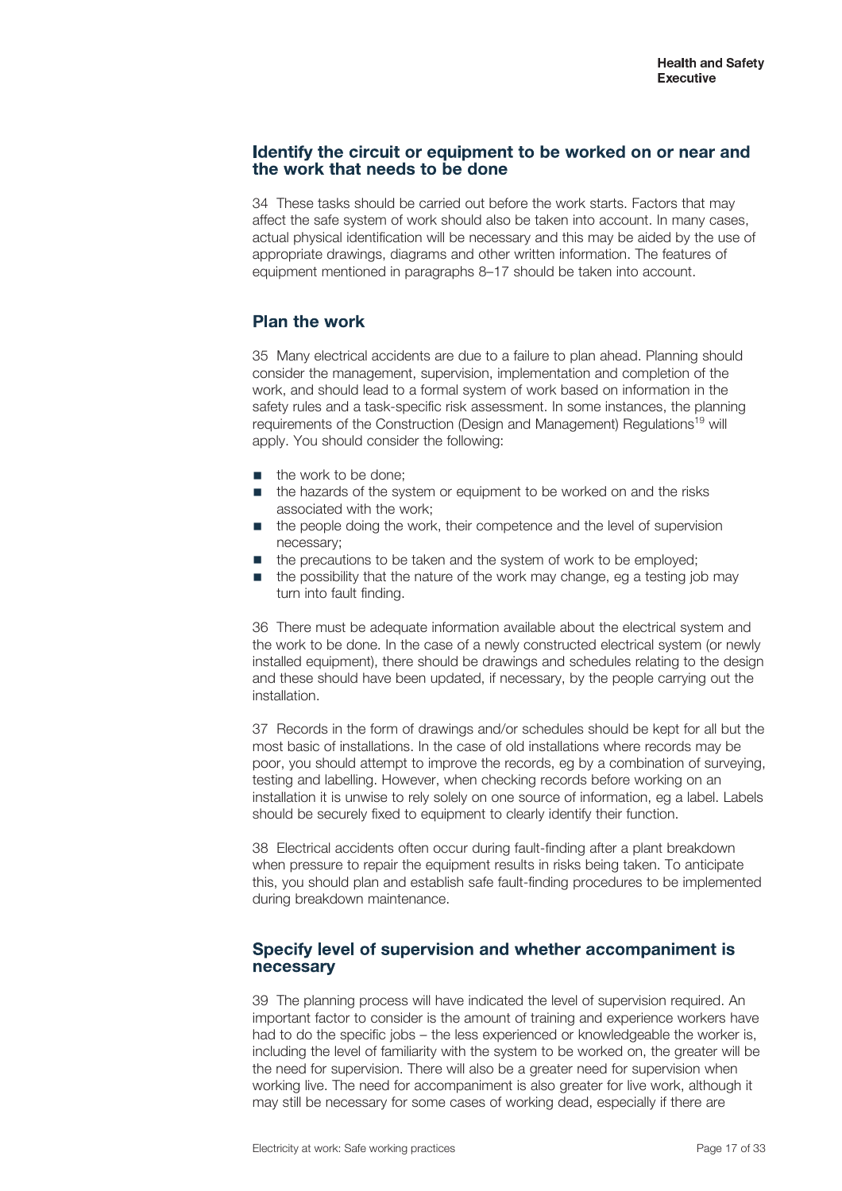## Identify the circuit or equipment to be worked on or near and the work that needs to be done

34 These tasks should be carried out before the work starts. Factors that may affect the safe system of work should also be taken into account. In many cases, actual physical identification will be necessary and this may be aided by the use of appropriate drawings, diagrams and other written information. The features of equipment mentioned in paragraphs 8–17 should be taken into account.

## Plan the work

35 Many electrical accidents are due to a failure to plan ahead. Planning should consider the management, supervision, implementation and completion of the work, and should lead to a formal system of work based on information in the safety rules and a task-specific risk assessment. In some instances, the planning requirements of the Construction (Design and Management) Regulations[19] will apply. You should consider the following:

- the work to be done;
- the hazards of the system or equipment to be worked on and the risks associated with the work;
- the people doing the work, their competence and the level of supervision necessary;
- the precautions to be taken and the system of work to be employed;
- the possibility that the nature of the work may change, eg a testing job may turn into fault finding.

36 There must be adequate information available about the electrical system and the work to be done. In the case of a newly constructed electrical system (or newly installed equipment), there should be drawings and schedules relating to the design and these should have been updated, if necessary, by the people carrying out the installation.

37 Records in the form of drawings and/or schedules should be kept for all but the most basic of installations. In the case of old installations where records may be poor, you should attempt to improve the records, eg by a combination of surveying, testing and labelling. However, when checking records before working on an installation it is unwise to rely solely on one source of information, eg a label. Labels should be securely fixed to equipment to clearly identify their function.

38 Electrical accidents often occur during fault-finding after a plant breakdown when pressure to repair the equipment results in risks being taken. To anticipate this, you should plan and establish safe fault-finding procedures to be implemented during breakdown maintenance.

## Specify level of supervision and whether accompaniment is necessary

39 The planning process will have indicated the level of supervision required. An important factor to consider is the amount of training and experience workers have had to do the specific jobs – the less experienced or knowledgeable the worker is, including the level of familiarity with the system to be worked on, the greater will be the need for supervision. There will also be a greater need for supervision when working live. The need for accompaniment is also greater for live work, although it may still be necessary for some cases of working dead, especially if there are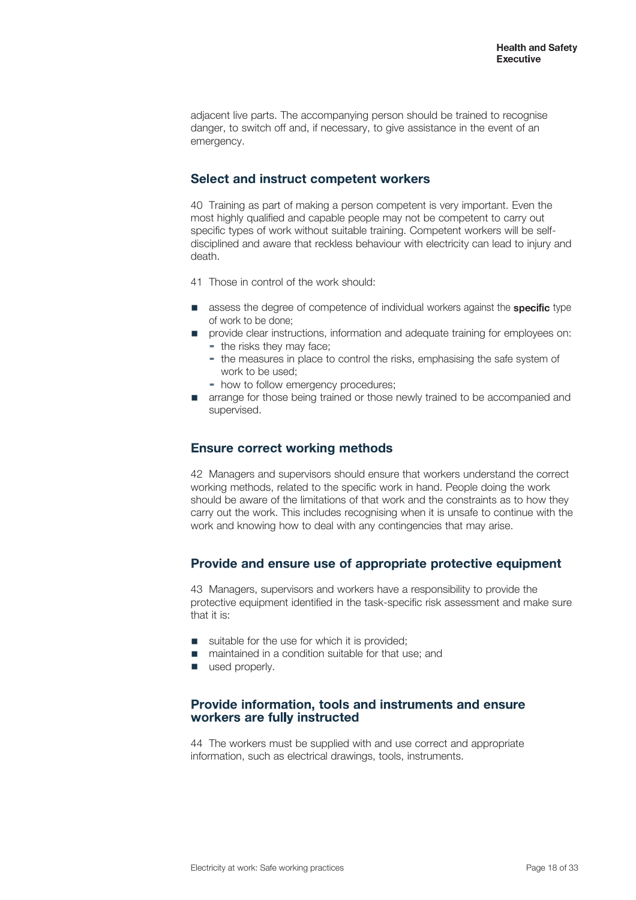adjacent live parts. The accompanying person should be trained to recognise danger, to switch off and, if necessary, to give assistance in the event of an emergency.

## Select and instruct competent workers

40 Training as part of making a person competent is very important. Even the most highly qualified and capable people may not be competent to carry out specific types of work without suitable training. Competent workers will be self-disciplined and aware that reckless behaviour with electricity can lead to injury and death.

41 Those in control of the work should:

- assess the degree of competence of individual workers against the **specific** type of work to be done;
- provide clear instructions, information and adequate training for employees on:
  - the risks they may face;
  - the measures in place to control the risks, emphasising the safe system of work to be used;
  - how to follow emergency procedures;
- arrange for those being trained or those newly trained to be accompanied and supervised.

## Ensure correct working methods

42 Managers and supervisors should ensure that workers understand the correct working methods, related to the specific work in hand. People doing the work should be aware of the limitations of that work and the constraints as to how they carry out the work. This includes recognising when it is unsafe to continue with the work and knowing how to deal with any contingencies that may arise.

## Provide and ensure use of appropriate protective equipment

43 Managers, supervisors and workers have a responsibility to provide the protective equipment identified in the task-specific risk assessment and make sure that it is:

- suitable for the use for which it is provided;
- maintained in a condition suitable for that use; and
- used properly.

## Provide information, tools and instruments and ensure workers are fully instructed

44 The workers must be supplied with and use correct and appropriate information, such as electrical drawings, tools, instruments.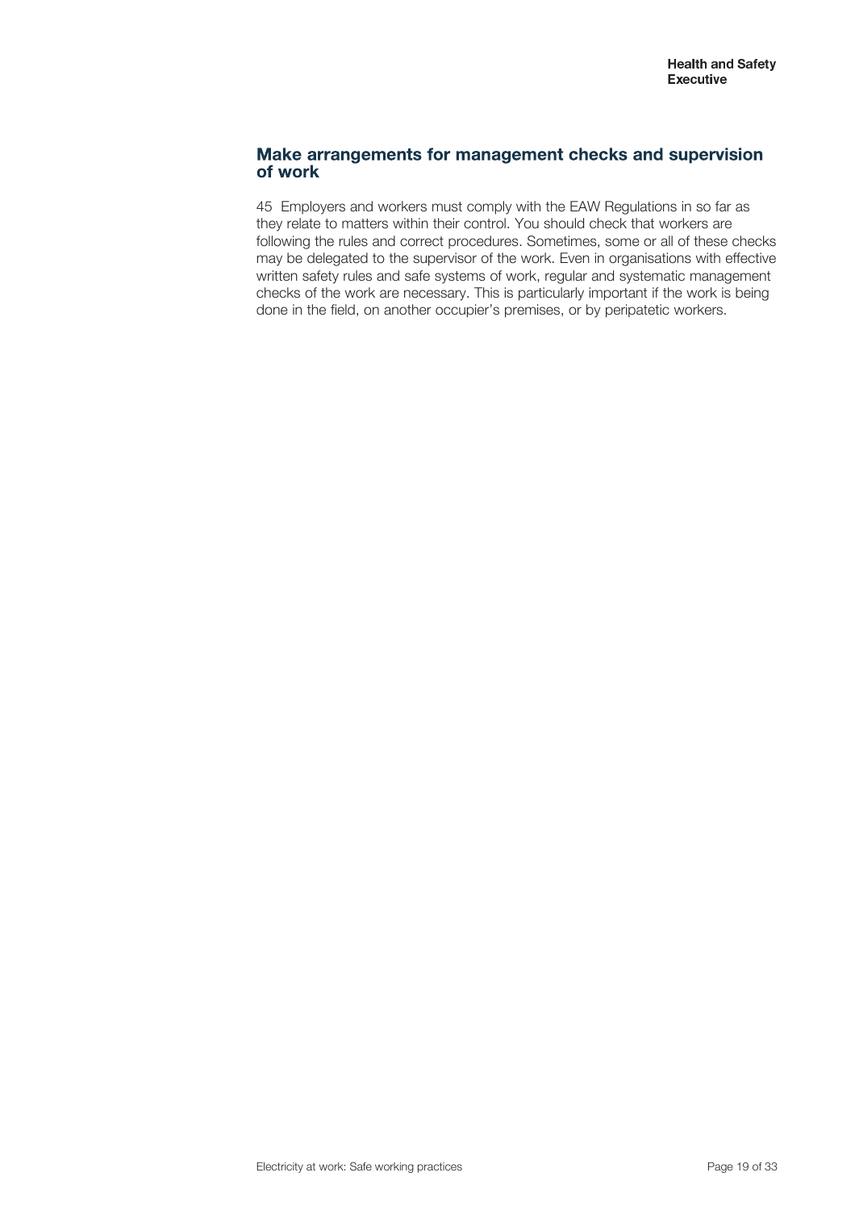## Make arrangements for management checks and supervision of work

45 Employers and workers must comply with the EAW Regulations in so far as they relate to matters within their control. You should check that workers are following the rules and correct procedures. Sometimes, some or all of these checks may be delegated to the supervisor of the work. Even in organisations with effective written safety rules and safe systems of work, regular and systematic management checks of the work are necessary. This is particularly important if the work is being done in the field, on another occupier's premises, or by peripatetic workers.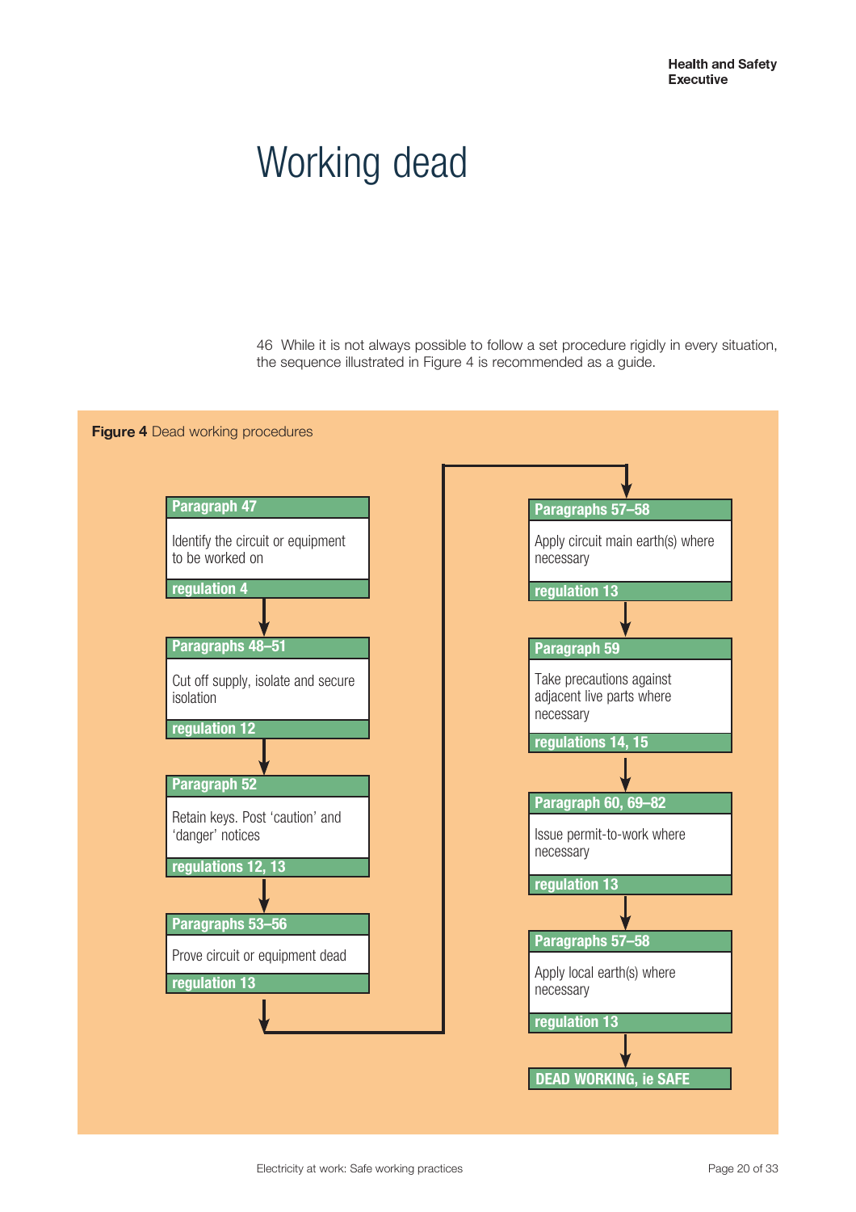# Working dead

46 While it is not always possible to follow a set procedure rigidly in every situation, the sequence illustrated in Figure 4 is recommended as a guide.

**Figure 4** Dead working procedures

**Paragraph 47**
Identify the circuit or equipment to be worked on
**regulation 4**

↓

**Paragraphs 48–51**
Cut off supply, isolate and secure isolation
**regulation 12**

↓

**Paragraph 52**
Retain keys. Post 'caution' and 'danger' notices
**regulations 12, 13**

↓

**Paragraphs 53–56**
Prove circuit or equipment dead
**regulation 13**

↓

**Paragraphs 57–58**
Apply circuit main earth(s) where necessary
**regulation 13**

↓

**Paragraph 59**
Take precautions against adjacent live parts where necessary
**regulations 14, 15**

↓

**Paragraph 60, 69–82**
Issue permit-to-work where necessary
**regulation 13**

↓

**Paragraphs 57–58**
Apply local earth(s) where necessary
**regulation 13**

↓

**DEAD WORKING, ie SAFE**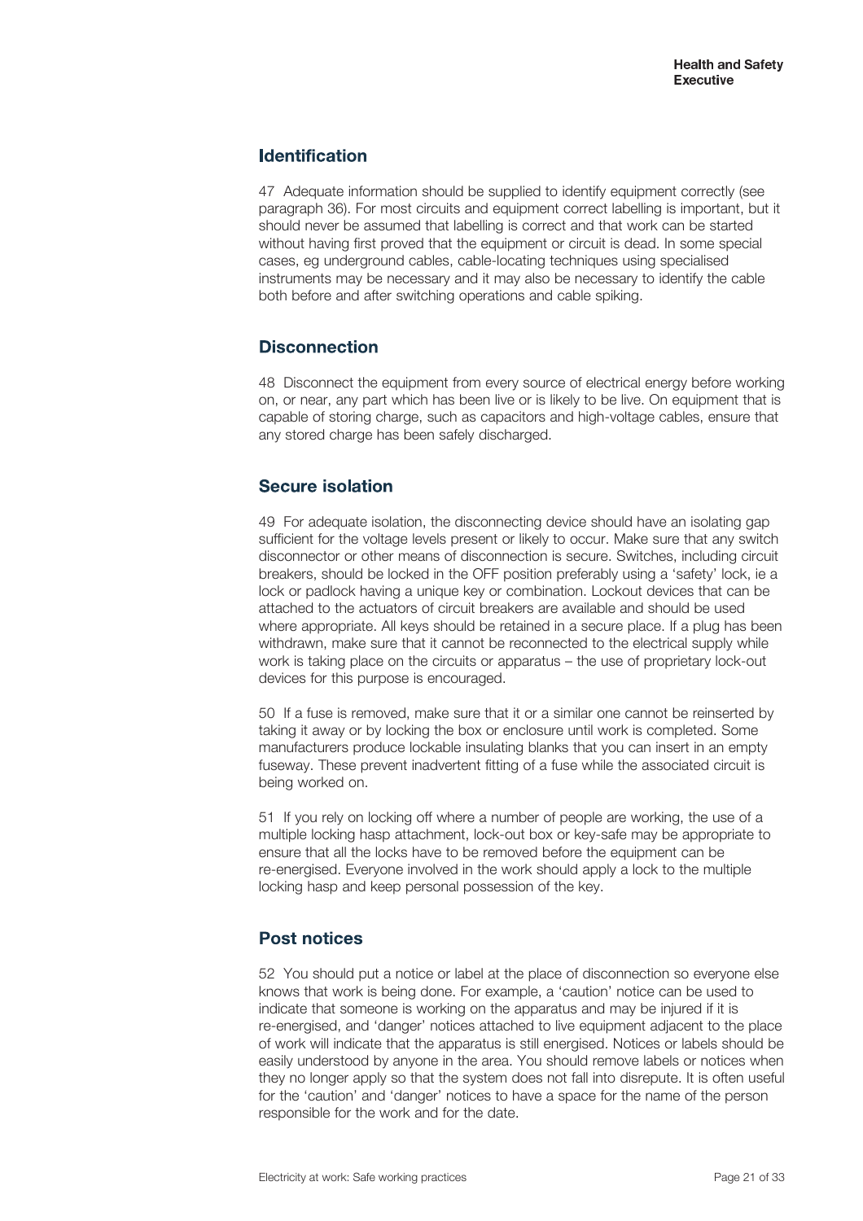## Identification

47 Adequate information should be supplied to identify equipment correctly (see paragraph 36). For most circuits and equipment correct labelling is important, but it should never be assumed that labelling is correct and that work can be started without having first proved that the equipment or circuit is dead. In some special cases, eg underground cables, cable-locating techniques using specialised instruments may be necessary and it may also be necessary to identify the cable both before and after switching operations and cable spiking.

## Disconnection

48 Disconnect the equipment from every source of electrical energy before working on, or near, any part which has been live or is likely to be live. On equipment that is capable of storing charge, such as capacitors and high-voltage cables, ensure that any stored charge has been safely discharged.

## Secure isolation

49 For adequate isolation, the disconnecting device should have an isolating gap sufficient for the voltage levels present or likely to occur. Make sure that any switch disconnector or other means of disconnection is secure. Switches, including circuit breakers, should be locked in the OFF position preferably using a 'safety' lock, ie a lock or padlock having a unique key or combination. Lockout devices that can be attached to the actuators of circuit breakers are available and should be used where appropriate. All keys should be retained in a secure place. If a plug has been withdrawn, make sure that it cannot be reconnected to the electrical supply while work is taking place on the circuits or apparatus – the use of proprietary lock-out devices for this purpose is encouraged.

50 If a fuse is removed, make sure that it or a similar one cannot be reinserted by taking it away or by locking the box or enclosure until work is completed. Some manufacturers produce lockable insulating blanks that you can insert in an empty fuseway. These prevent inadvertent fitting of a fuse while the associated circuit is being worked on.

51 If you rely on locking off where a number of people are working, the use of a multiple locking hasp attachment, lock-out box or key-safe may be appropriate to ensure that all the locks have to be removed before the equipment can be re-energised. Everyone involved in the work should apply a lock to the multiple locking hasp and keep personal possession of the key.

## Post notices

52 You should put a notice or label at the place of disconnection so everyone else knows that work is being done. For example, a 'caution' notice can be used to indicate that someone is working on the apparatus and may be injured if it is re-energised, and 'danger' notices attached to live equipment adjacent to the place of work will indicate that the apparatus is still energised. Notices or labels should be easily understood by anyone in the area. You should remove labels or notices when they no longer apply so that the system does not fall into disrepute. It is often useful for the 'caution' and 'danger' notices to have a space for the name of the person responsible for the work and for the date.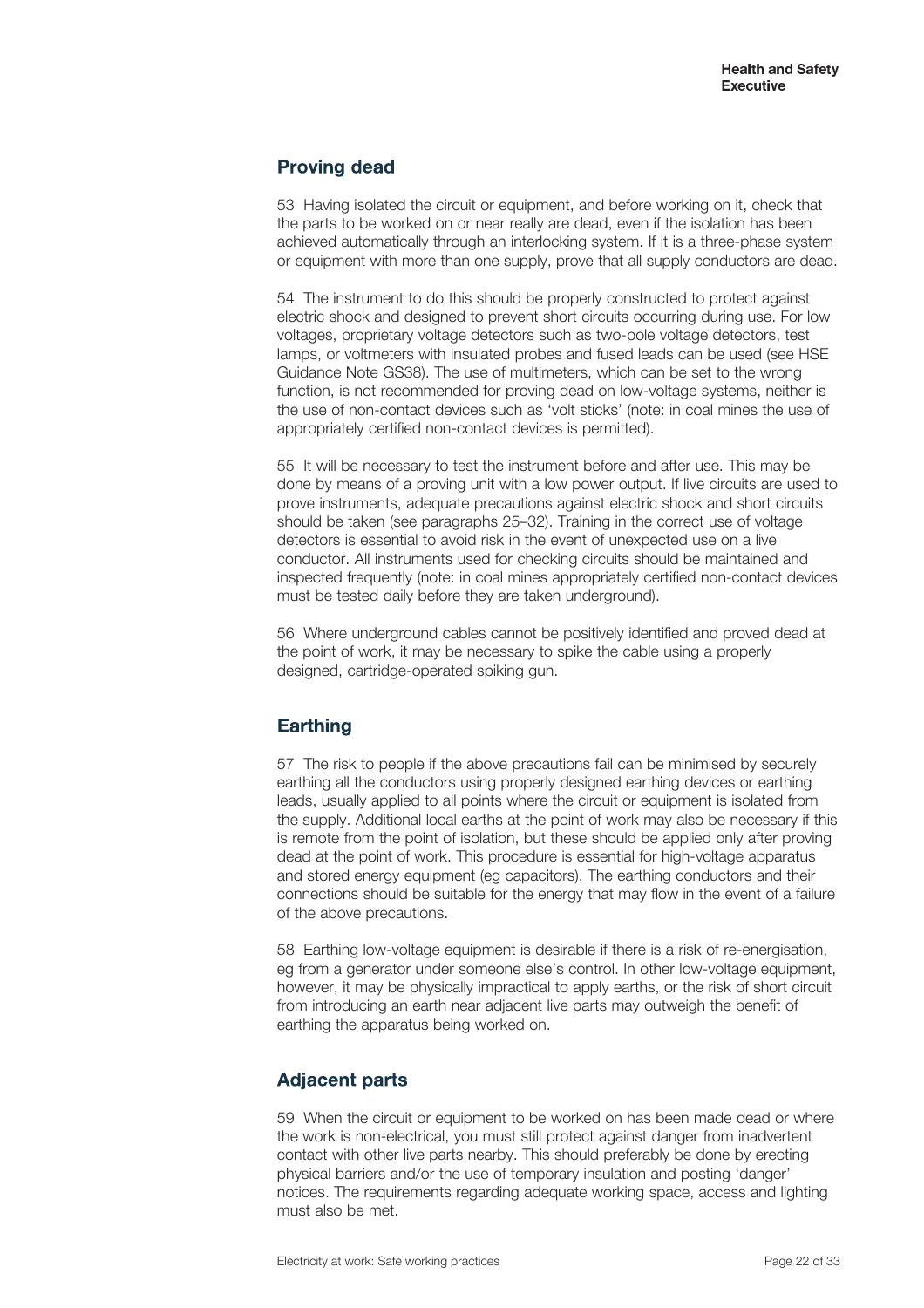## Proving dead

53 Having isolated the circuit or equipment, and before working on it, check that the parts to be worked on or near really are dead, even if the isolation has been achieved automatically through an interlocking system. If it is a three-phase system or equipment with more than one supply, prove that all supply conductors are dead.

54 The instrument to do this should be properly constructed to protect against electric shock and designed to prevent short circuits occurring during use. For low voltages, proprietary voltage detectors such as two-pole voltage detectors, test lamps, or voltmeters with insulated probes and fused leads can be used (see HSE Guidance Note GS38). The use of multimeters, which can be set to the wrong function, is not recommended for proving dead on low-voltage systems, neither is the use of non-contact devices such as 'volt sticks' (note: in coal mines the use of appropriately certified non-contact devices is permitted).

55 It will be necessary to test the instrument before and after use. This may be done by means of a proving unit with a low power output. If live circuits are used to prove instruments, adequate precautions against electric shock and short circuits should be taken (see paragraphs 25–32). Training in the correct use of voltage detectors is essential to avoid risk in the event of unexpected use on a live conductor. All instruments used for checking circuits should be maintained and inspected frequently (note: in coal mines appropriately certified non-contact devices must be tested daily before they are taken underground).

56 Where underground cables cannot be positively identified and proved dead at the point of work, it may be necessary to spike the cable using a properly designed, cartridge-operated spiking gun.

## Earthing

57 The risk to people if the above precautions fail can be minimised by securely earthing all the conductors using properly designed earthing devices or earthing leads, usually applied to all points where the circuit or equipment is isolated from the supply. Additional local earths at the point of work may also be necessary if this is remote from the point of isolation, but these should be applied only after proving dead at the point of work. This procedure is essential for high-voltage apparatus and stored energy equipment (eg capacitors). The earthing conductors and their connections should be suitable for the energy that may flow in the event of a failure of the above precautions.

58 Earthing low-voltage equipment is desirable if there is a risk of re-energisation, eg from a generator under someone else's control. In other low-voltage equipment, however, it may be physically impractical to apply earths, or the risk of short circuit from introducing an earth near adjacent live parts may outweigh the benefit of earthing the apparatus being worked on.

## Adjacent parts

59 When the circuit or equipment to be worked on has been made dead or where the work is non-electrical, you must still protect against danger from inadvertent contact with other live parts nearby. This should preferably be done by erecting physical barriers and/or the use of temporary insulation and posting 'danger' notices. The requirements regarding adequate working space, access and lighting must also be met.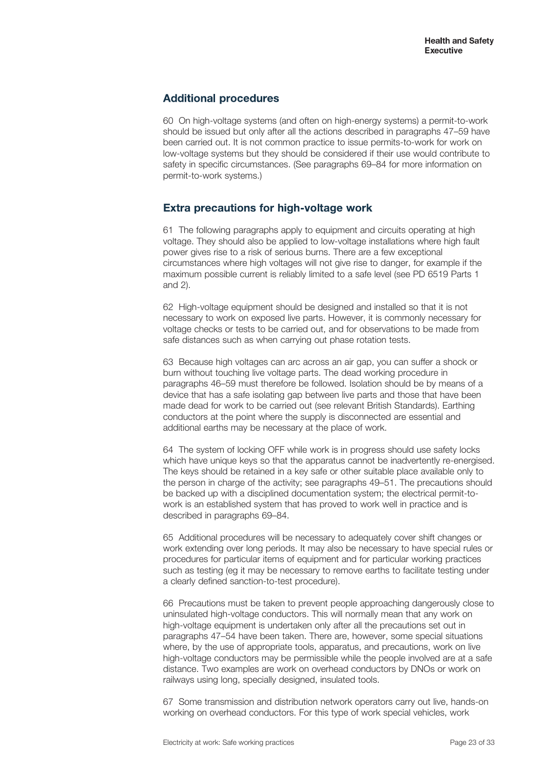## Additional procedures

60 On high-voltage systems (and often on high-energy systems) a permit-to-work should be issued but only after all the actions described in paragraphs 47–59 have been carried out. It is not common practice to issue permits-to-work for work on low-voltage systems but they should be considered if their use would contribute to safety in specific circumstances. (See paragraphs 69–84 for more information on permit-to-work systems.)

## Extra precautions for high-voltage work

61 The following paragraphs apply to equipment and circuits operating at high voltage. They should also be applied to low-voltage installations where high fault power gives rise to a risk of serious burns. There are a few exceptional circumstances where high voltages will not give rise to danger, for example if the maximum possible current is reliably limited to a safe level (see PD 6519 Parts 1 and 2).

62 High-voltage equipment should be designed and installed so that it is not necessary to work on exposed live parts. However, it is commonly necessary for voltage checks or tests to be carried out, and for observations to be made from safe distances such as when carrying out phase rotation tests.

63 Because high voltages can arc across an air gap, you can suffer a shock or burn without touching live voltage parts. The dead working procedure in paragraphs 46–59 must therefore be followed. Isolation should be by means of a device that has a safe isolating gap between live parts and those that have been made dead for work to be carried out (see relevant British Standards). Earthing conductors at the point where the supply is disconnected are essential and additional earths may be necessary at the place of work.

64 The system of locking OFF while work is in progress should use safety locks which have unique keys so that the apparatus cannot be inadvertently re-energised. The keys should be retained in a key safe or other suitable place available only to the person in charge of the activity; see paragraphs 49–51. The precautions should be backed up with a disciplined documentation system; the electrical permit-to-work is an established system that has proved to work well in practice and is described in paragraphs 69–84.

65 Additional procedures will be necessary to adequately cover shift changes or work extending over long periods. It may also be necessary to have special rules or procedures for particular items of equipment and for particular working practices such as testing (eg it may be necessary to remove earths to facilitate testing under a clearly defined sanction-to-test procedure).

66 Precautions must be taken to prevent people approaching dangerously close to uninsulated high-voltage conductors. This will normally mean that any work on high-voltage equipment is undertaken only after all the precautions set out in paragraphs 47–54 have been taken. There are, however, some special situations where, by the use of appropriate tools, apparatus, and precautions, work on live high-voltage conductors may be permissible while the people involved are at a safe distance. Two examples are work on overhead conductors by DNOs or work on railways using long, specially designed, insulated tools.

67 Some transmission and distribution network operators carry out live, hands-on working on overhead conductors. For this type of work special vehicles, work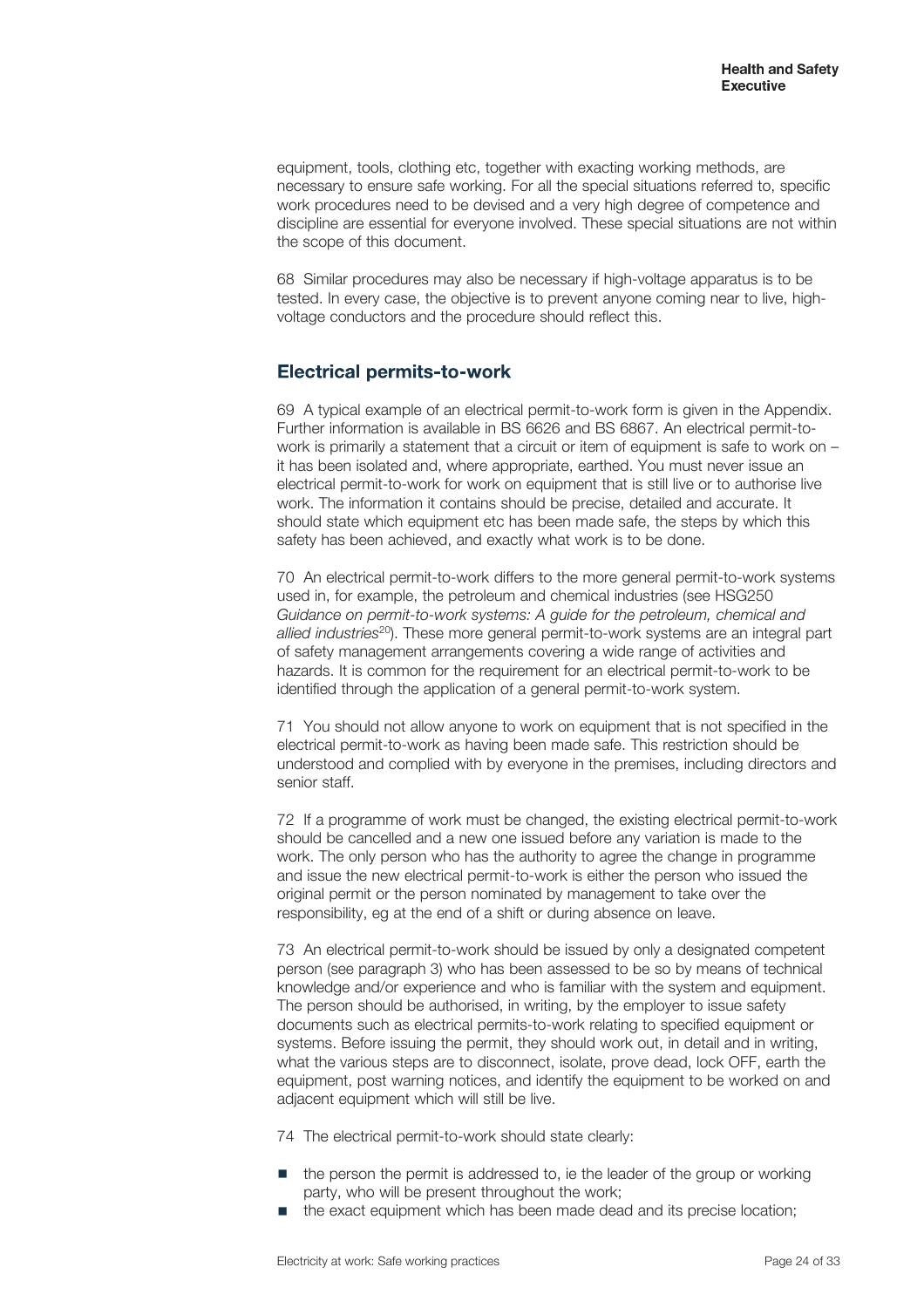equipment, tools, clothing etc, together with exacting working methods, are necessary to ensure safe working. For all the special situations referred to, specific work procedures need to be devised and a very high degree of competence and discipline are essential for everyone involved. These special situations are not within the scope of this document.

68 Similar procedures may also be necessary if high-voltage apparatus is to be tested. In every case, the objective is to prevent anyone coming near to live, high-voltage conductors and the procedure should reflect this.

## Electrical permits-to-work

69 A typical example of an electrical permit-to-work form is given in the Appendix. Further information is available in BS 6626 and BS 6867. An electrical permit-to-work is primarily a statement that a circuit or item of equipment is safe to work on – it has been isolated and, where appropriate, earthed. You must never issue an electrical permit-to-work for work on equipment that is still live or to authorise live work. The information it contains should be precise, detailed and accurate. It should state which equipment etc has been made safe, the steps by which this safety has been achieved, and exactly what work is to be done.

70 An electrical permit-to-work differs to the more general permit-to-work systems used in, for example, the petroleum and chemical industries (see HSG250 *Guidance on permit-to-work systems: A guide for the petroleum, chemical and allied industries*[20]). These more general permit-to-work systems are an integral part of safety management arrangements covering a wide range of activities and hazards. It is common for the requirement for an electrical permit-to-work to be identified through the application of a general permit-to-work system.

71 You should not allow anyone to work on equipment that is not specified in the electrical permit-to-work as having been made safe. This restriction should be understood and complied with by everyone in the premises, including directors and senior staff.

72 If a programme of work must be changed, the existing electrical permit-to-work should be cancelled and a new one issued before any variation is made to the work. The only person who has the authority to agree the change in programme and issue the new electrical permit-to-work is either the person who issued the original permit or the person nominated by management to take over the responsibility, eg at the end of a shift or during absence on leave.

73 An electrical permit-to-work should be issued by only a designated competent person (see paragraph 3) who has been assessed to be so by means of technical knowledge and/or experience and who is familiar with the system and equipment. The person should be authorised, in writing, by the employer to issue safety documents such as electrical permits-to-work relating to specified equipment or systems. Before issuing the permit, they should work out, in detail and in writing, what the various steps are to disconnect, isolate, prove dead, lock OFF, earth the equipment, post warning notices, and identify the equipment to be worked on and adjacent equipment which will still be live.

74 The electrical permit-to-work should state clearly:

- the person the permit is addressed to, ie the leader of the group or working party, who will be present throughout the work;
- the exact equipment which has been made dead and its precise location;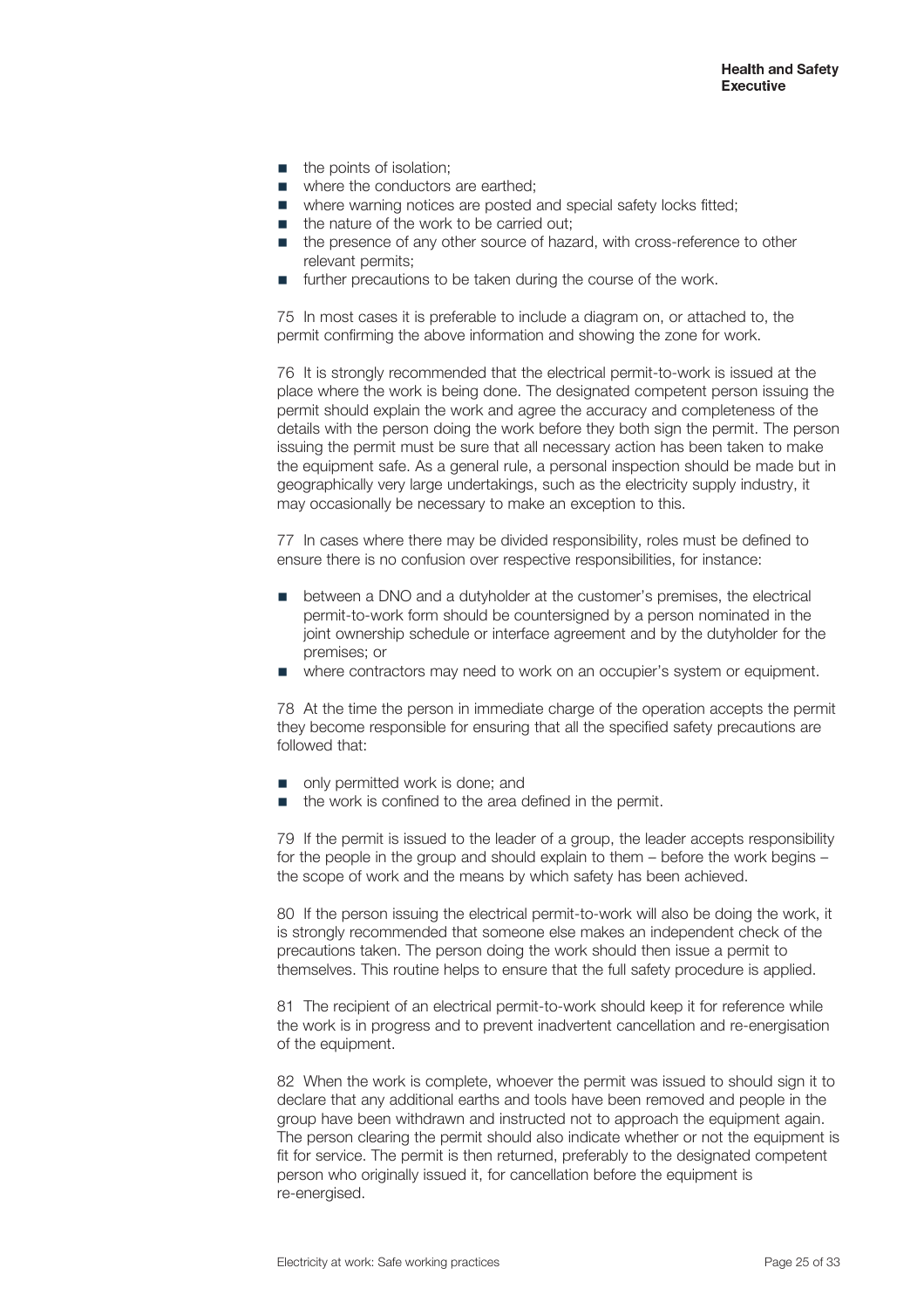- the points of isolation;
- where the conductors are earthed;
- where warning notices are posted and special safety locks fitted;
- the nature of the work to be carried out;
- the presence of any other source of hazard, with cross-reference to other relevant permits;
- further precautions to be taken during the course of the work.

75 In most cases it is preferable to include a diagram on, or attached to, the permit confirming the above information and showing the zone for work.

76 It is strongly recommended that the electrical permit-to-work is issued at the place where the work is being done. The designated competent person issuing the permit should explain the work and agree the accuracy and completeness of the details with the person doing the work before they both sign the permit. The person issuing the permit must be sure that all necessary action has been taken to make the equipment safe. As a general rule, a personal inspection should be made but in geographically very large undertakings, such as the electricity supply industry, it may occasionally be necessary to make an exception to this.

77 In cases where there may be divided responsibility, roles must be defined to ensure there is no confusion over respective responsibilities, for instance:

- between a DNO and a dutyholder at the customer's premises, the electrical permit-to-work form should be countersigned by a person nominated in the joint ownership schedule or interface agreement and by the dutyholder for the premises; or
- where contractors may need to work on an occupier's system or equipment.

78 At the time the person in immediate charge of the operation accepts the permit they become responsible for ensuring that all the specified safety precautions are followed that:

- only permitted work is done; and
- the work is confined to the area defined in the permit.

79 If the permit is issued to the leader of a group, the leader accepts responsibility for the people in the group and should explain to them – before the work begins – the scope of work and the means by which safety has been achieved.

80 If the person issuing the electrical permit-to-work will also be doing the work, it is strongly recommended that someone else makes an independent check of the precautions taken. The person doing the work should then issue a permit to themselves. This routine helps to ensure that the full safety procedure is applied.

81 The recipient of an electrical permit-to-work should keep it for reference while the work is in progress and to prevent inadvertent cancellation and re-energisation of the equipment.

82 When the work is complete, whoever the permit was issued to should sign it to declare that any additional earths and tools have been removed and people in the group have been withdrawn and instructed not to approach the equipment again. The person clearing the permit should also indicate whether or not the equipment is fit for service. The permit is then returned, preferably to the designated competent person who originally issued it, for cancellation before the equipment is re-energised.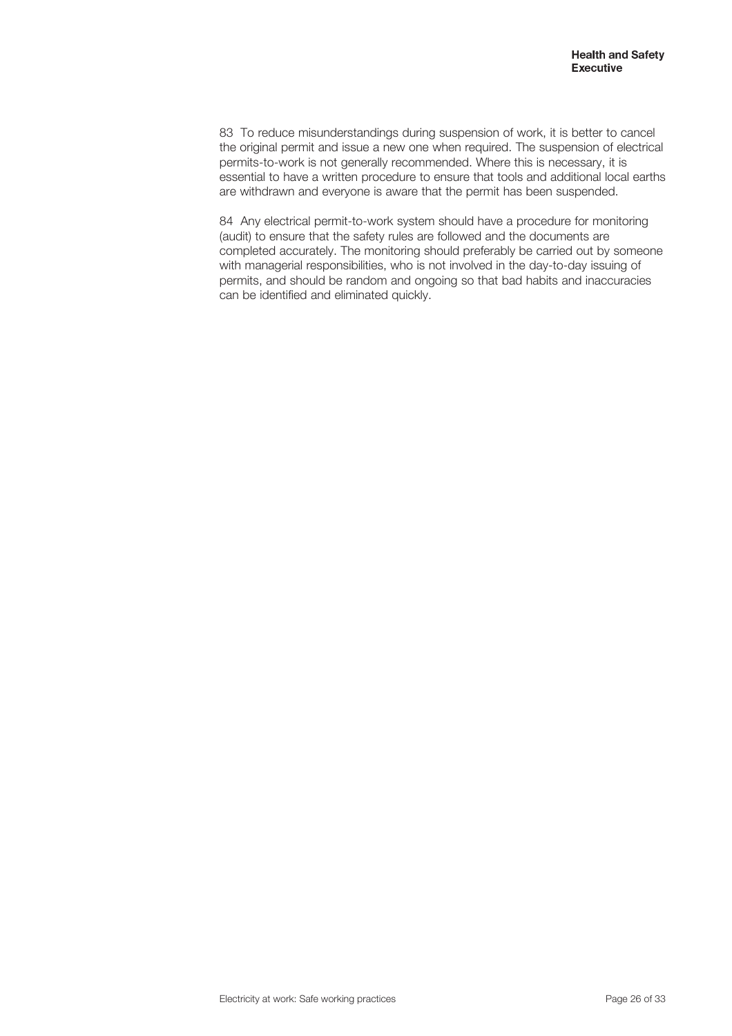83 To reduce misunderstandings during suspension of work, it is better to cancel the original permit and issue a new one when required. The suspension of electrical permits-to-work is not generally recommended. Where this is necessary, it is essential to have a written procedure to ensure that tools and additional local earths are withdrawn and everyone is aware that the permit has been suspended.

84 Any electrical permit-to-work system should have a procedure for monitoring (audit) to ensure that the safety rules are followed and the documents are completed accurately. The monitoring should preferably be carried out by someone with managerial responsibilities, who is not involved in the day-to-day issuing of permits, and should be random and ongoing so that bad habits and inaccuracies can be identified and eliminated quickly.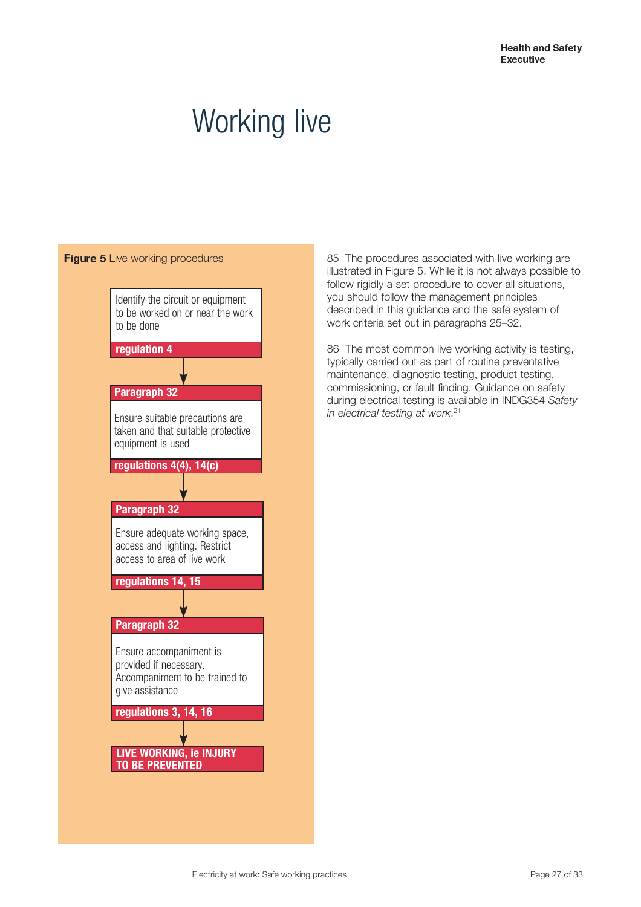# Working live

**Figure 5** Live working procedures

Identify the circuit or equipment to be worked on or near the work to be done

**regulation 4**

↓

**Paragraph 32**

Ensure suitable precautions are taken and that suitable protective equipment is used

**regulations 4(4), 14(c)**

↓

**Paragraph 32**

Ensure adequate working space, access and lighting. Restrict access to area of live work

**regulations 14, 15**

↓

**Paragraph 32**

Ensure accompaniment is provided if necessary. Accompaniment to be trained to give assistance

**regulations 3, 14, 16**

↓

**LIVE WORKING, ie INJURY TO BE PREVENTED**

85 The procedures associated with live working are illustrated in Figure 5. While it is not always possible to follow rigidly a set procedure to cover all situations, you should follow the management principles described in this guidance and the safe system of work criteria set out in paragraphs 25–32.

86 The most common live working activity is testing, typically carried out as part of routine preventative maintenance, diagnostic testing, product testing, commissioning, or fault finding. Guidance on safety during electrical testing is available in INDG354 *Safety in electrical testing at work*.[21]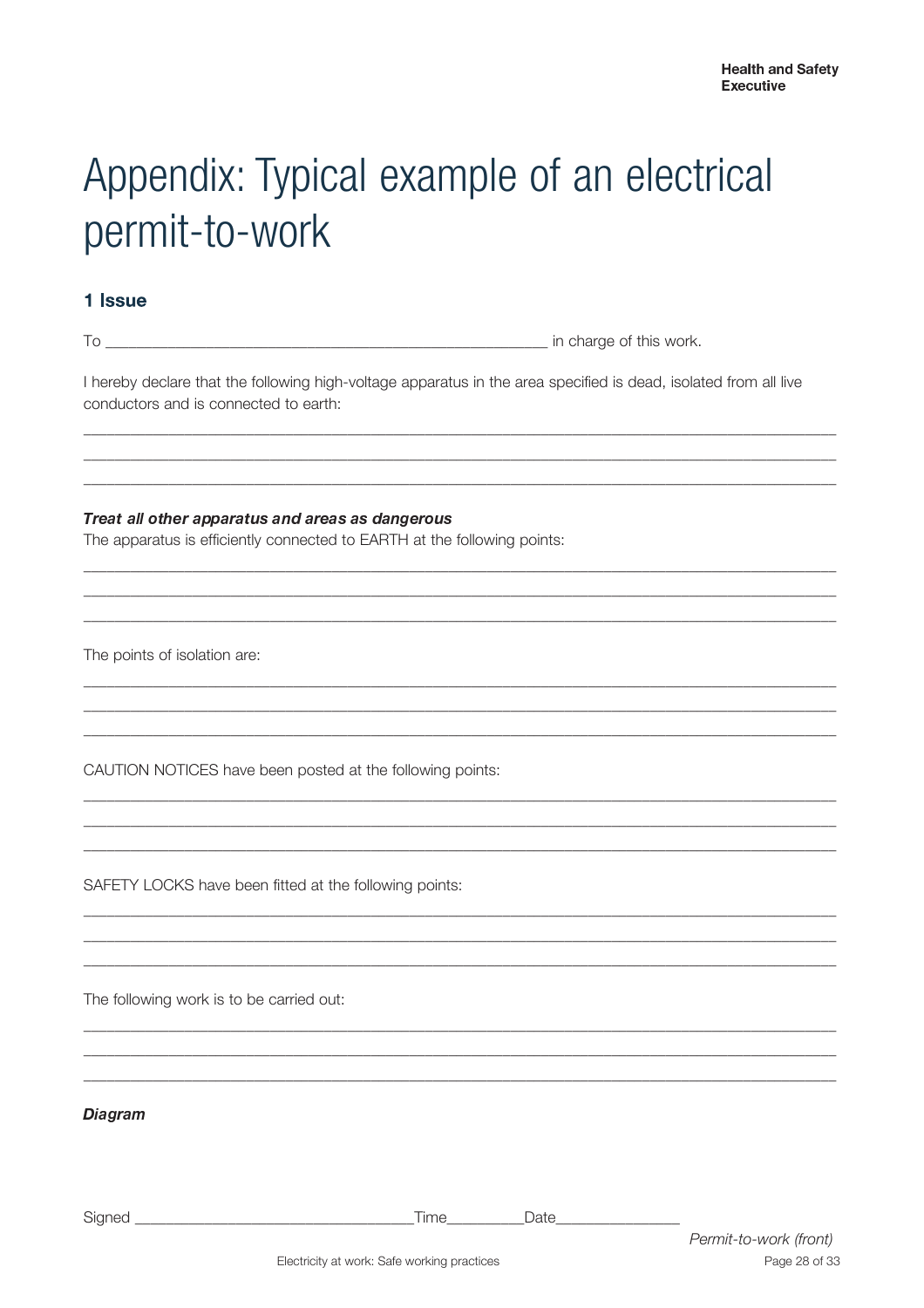# Appendix: Typical example of an electrical permit-to-work

## 1 Issue

To ______________________________________________ in charge of this work.

I hereby declare that the following high-voltage apparatus in the area specified is dead, isolated from all live conductors and is connected to earth:

______________________________________________________________________________

______________________________________________________________________________

______________________________________________________________________________

***Treat all other apparatus and areas as dangerous***

The apparatus is efficiently connected to EARTH at the following points:

______________________________________________________________________________

______________________________________________________________________________

______________________________________________________________________________

The points of isolation are:

______________________________________________________________________________

______________________________________________________________________________

______________________________________________________________________________

CAUTION NOTICES have been posted at the following points:

______________________________________________________________________________

______________________________________________________________________________

______________________________________________________________________________

SAFETY LOCKS have been fitted at the following points:

______________________________________________________________________________

______________________________________________________________________________

______________________________________________________________________________

The following work is to be carried out:

______________________________________________________________________________

______________________________________________________________________________

______________________________________________________________________________

***Diagram***

Signed ______________________________ Time_________ Date_______________

*Permit-to-work (front)*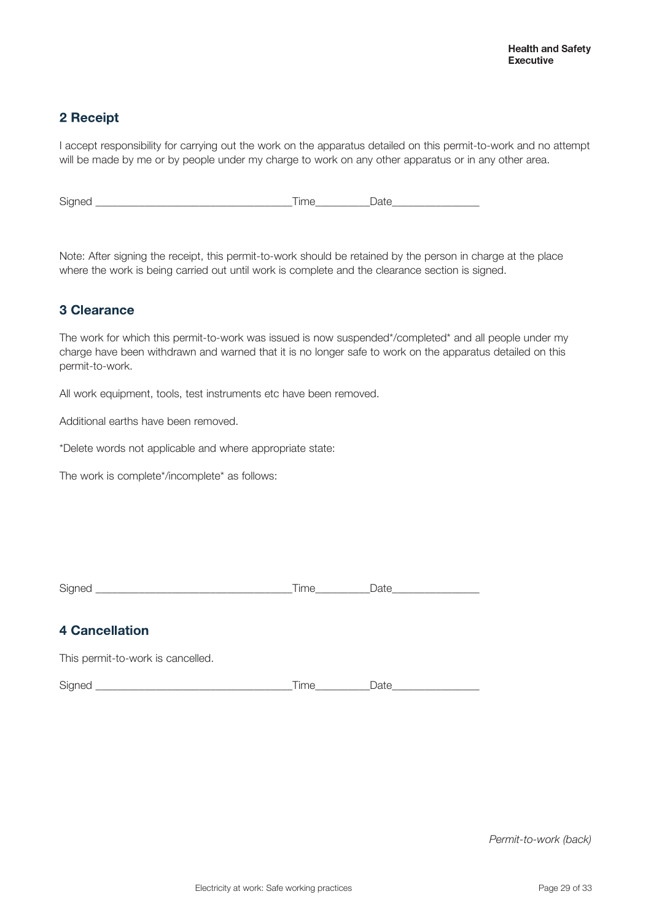## 2 Receipt

I accept responsibility for carrying out the work on the apparatus detailed on this permit-to-work and no attempt will be made by me or by people under my charge to work on any other apparatus or in any other area.

Signed __________________________________Time_________Date_______________

Note: After signing the receipt, this permit-to-work should be retained by the person in charge at the place where the work is being carried out until work is complete and the clearance section is signed.

## 3 Clearance

The work for which this permit-to-work was issued is now suspended*/completed* and all people under my charge have been withdrawn and warned that it is no longer safe to work on the apparatus detailed on this permit-to-work.

All work equipment, tools, test instruments etc have been removed.

Additional earths have been removed.

*Delete words not applicable and where appropriate state:

The work is complete*/incomplete* as follows:

Signed __________________________________Time_________Date_______________

## 4 Cancellation

This permit-to-work is cancelled.

Signed __________________________________Time_________Date_______________

*Permit-to-work (back)*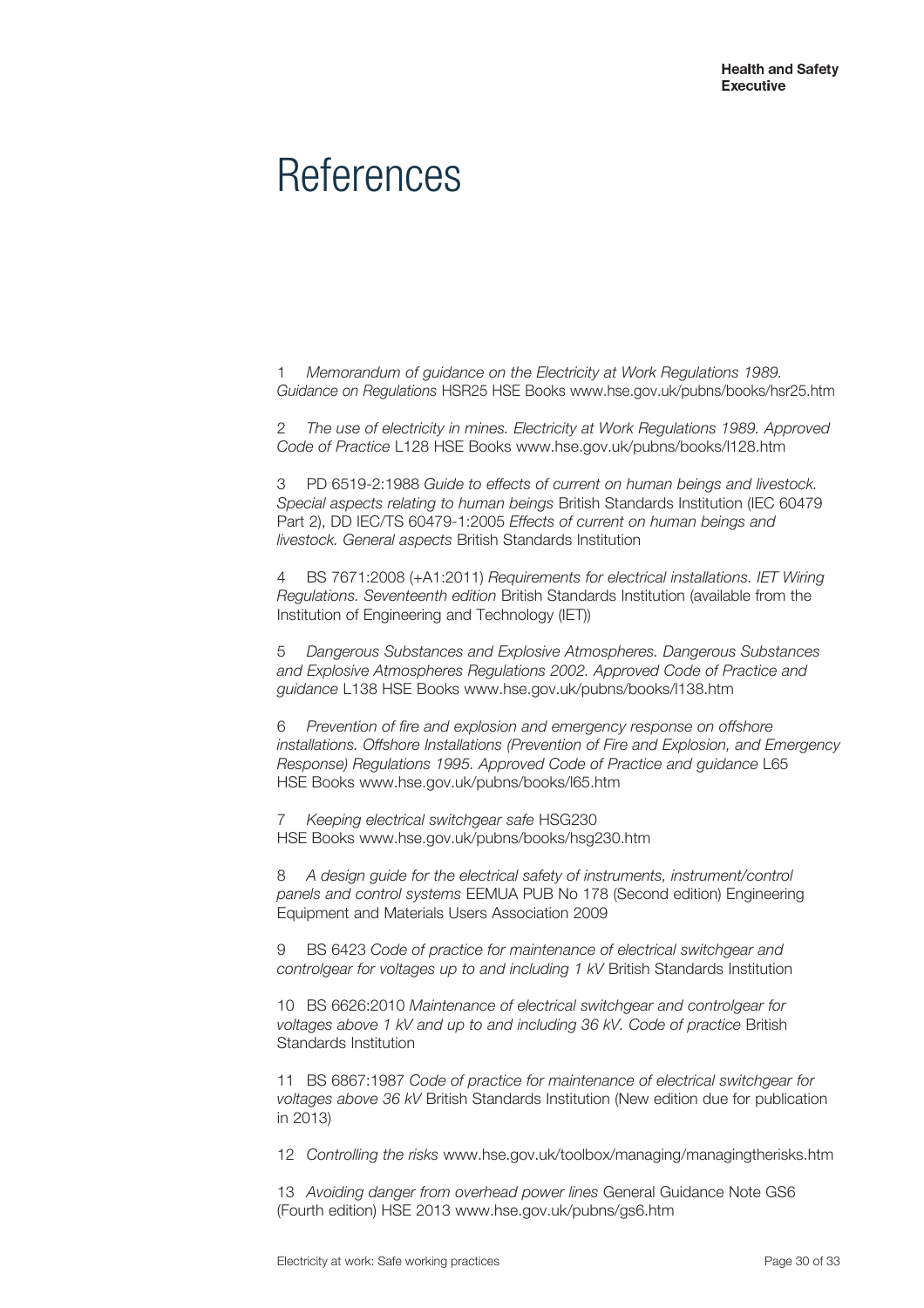# References

1 *Memorandum of guidance on the Electricity at Work Regulations 1989. Guidance on Regulations* HSR25 HSE Books www.hse.gov.uk/pubns/books/hsr25.htm

2 *The use of electricity in mines. Electricity at Work Regulations 1989. Approved Code of Practice* L128 HSE Books www.hse.gov.uk/pubns/books/l128.htm

3 PD 6519-2:1988 *Guide to effects of current on human beings and livestock. Special aspects relating to human beings* British Standards Institution (IEC 60479 Part 2), DD IEC/TS 60479-1:2005 *Effects of current on human beings and livestock. General aspects* British Standards Institution

4 BS 7671:2008 (+A1:2011) *Requirements for electrical installations. IET Wiring Regulations. Seventeenth edition* British Standards Institution (available from the Institution of Engineering and Technology (IET))

5 *Dangerous Substances and Explosive Atmospheres. Dangerous Substances and Explosive Atmospheres Regulations 2002. Approved Code of Practice and guidance* L138 HSE Books www.hse.gov.uk/pubns/books/l138.htm

6 *Prevention of fire and explosion and emergency response on offshore installations. Offshore Installations (Prevention of Fire and Explosion, and Emergency Response) Regulations 1995. Approved Code of Practice and guidance* L65 HSE Books www.hse.gov.uk/pubns/books/l65.htm

7 *Keeping electrical switchgear safe* HSG230 HSE Books www.hse.gov.uk/pubns/books/hsg230.htm

8 *A design guide for the electrical safety of instruments, instrument/control panels and control systems* EEMUA PUB No 178 (Second edition) Engineering Equipment and Materials Users Association 2009

9 BS 6423 *Code of practice for maintenance of electrical switchgear and controlgear for voltages up to and including 1 kV* British Standards Institution

10 BS 6626:2010 *Maintenance of electrical switchgear and controlgear for voltages above 1 kV and up to and including 36 kV. Code of practice* British Standards Institution

11 BS 6867:1987 *Code of practice for maintenance of electrical switchgear for voltages above 36 kV* British Standards Institution (New edition due for publication in 2013)

12 *Controlling the risks* www.hse.gov.uk/toolbox/managing/managingtherisks.htm

13 *Avoiding danger from overhead power lines* General Guidance Note GS6 (Fourth edition) HSE 2013 www.hse.gov.uk/pubns/gs6.htm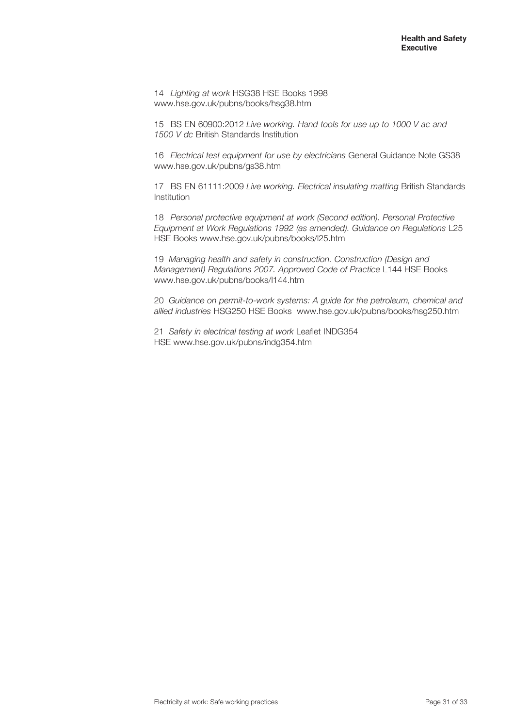14 *Lighting at work* HSG38 HSE Books 1998 www.hse.gov.uk/pubns/books/hsg38.htm

15 BS EN 60900:2012 *Live working. Hand tools for use up to 1000 V ac and 1500 V dc* British Standards Institution

16 *Electrical test equipment for use by electricians* General Guidance Note GS38 www.hse.gov.uk/pubns/gs38.htm

17 BS EN 61111:2009 *Live working. Electrical insulating matting* British Standards Institution

18 *Personal protective equipment at work (Second edition). Personal Protective Equipment at Work Regulations 1992 (as amended). Guidance on Regulations* L25 HSE Books www.hse.gov.uk/pubns/books/l25.htm

19 *Managing health and safety in construction. Construction (Design and Management) Regulations 2007. Approved Code of Practice* L144 HSE Books www.hse.gov.uk/pubns/books/l144.htm

20 *Guidance on permit-to-work systems: A guide for the petroleum, chemical and allied industries* HSG250 HSE Books www.hse.gov.uk/pubns/books/hsg250.htm

21 *Safety in electrical testing at work* Leaflet INDG354 HSE www.hse.gov.uk/pubns/indg354.htm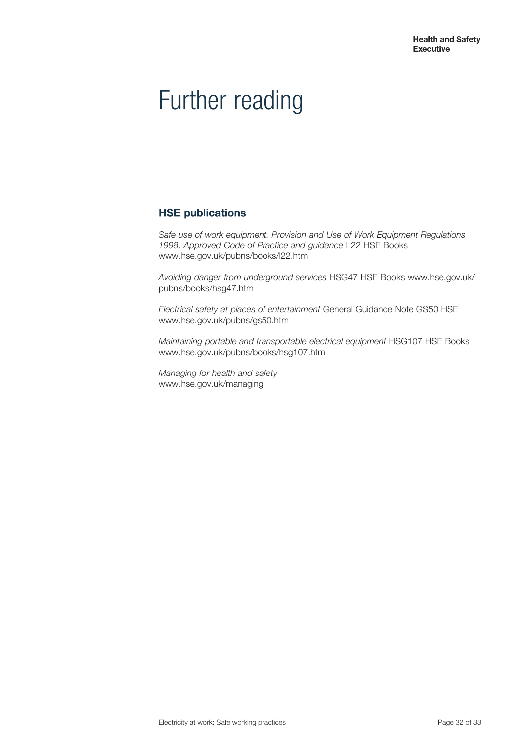# Further reading

## HSE publications

*Safe use of work equipment. Provision and Use of Work Equipment Regulations 1998. Approved Code of Practice and guidance* L22 HSE Books www.hse.gov.uk/pubns/books/l22.htm

*Avoiding danger from underground services* HSG47 HSE Books www.hse.gov.uk/pubns/books/hsg47.htm

*Electrical safety at places of entertainment* General Guidance Note GS50 HSE www.hse.gov.uk/pubns/gs50.htm

*Maintaining portable and transportable electrical equipment* HSG107 HSE Books www.hse.gov.uk/pubns/books/hsg107.htm

*Managing for health and safety*
www.hse.gov.uk/managing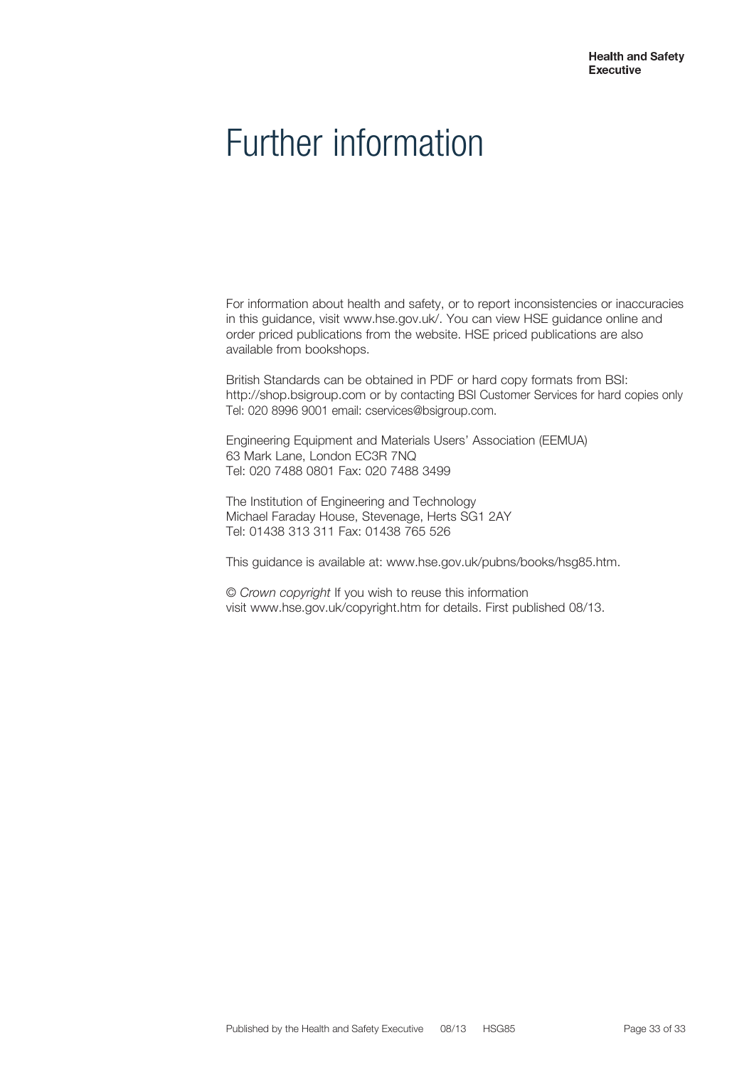# Further information

For information about health and safety, or to report inconsistencies or inaccuracies in this guidance, visit www.hse.gov.uk/. You can view HSE guidance online and order priced publications from the website. HSE priced publications are also available from bookshops.

British Standards can be obtained in PDF or hard copy formats from BSI: http://shop.bsigroup.com or by contacting BSI Customer Services for hard copies only Tel: 020 8996 9001 email: cservices@bsigroup.com.

Engineering Equipment and Materials Users' Association (EEMUA)
63 Mark Lane, London EC3R 7NQ
Tel: 020 7488 0801 Fax: 020 7488 3499

The Institution of Engineering and Technology
Michael Faraday House, Stevenage, Herts SG1 2AY
Tel: 01438 313 311 Fax: 01438 765 526

This guidance is available at: www.hse.gov.uk/pubns/books/hsg85.htm.

© *Crown copyright* If you wish to reuse this information visit www.hse.gov.uk/copyright.htm for details. First published 08/13.